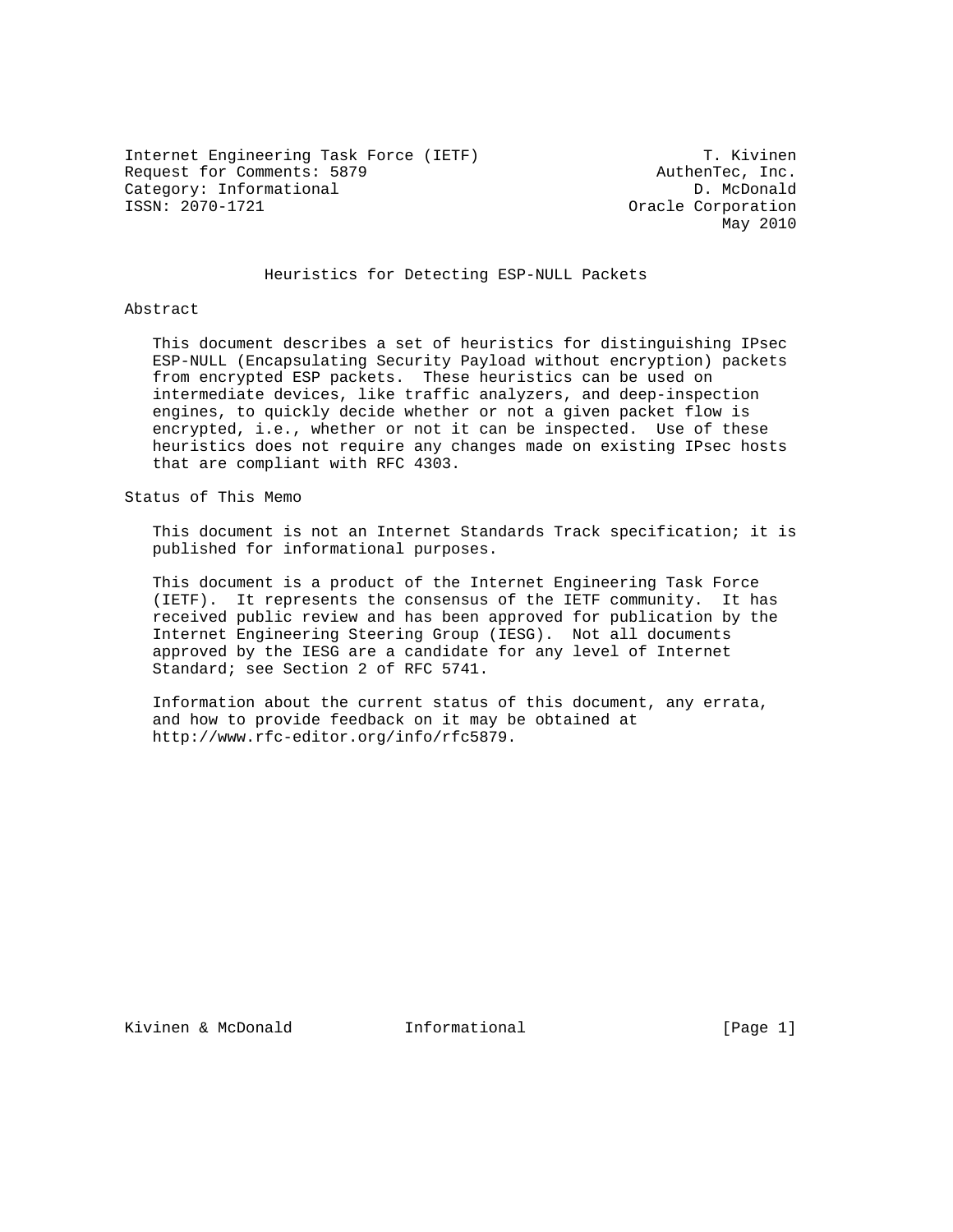Internet Engineering Task Force (IETF) T. Kivinen
Request for Comments: 5879 AuthenTec, Inc.
Category: Informational D. McDonald
ISSN: 2070-1721 Oracle Corporation
May 2010

# Heuristics for Detecting ESP-NULL Packets

## Abstract

This document describes a set of heuristics for distinguishing IPsec ESP-NULL (Encapsulating Security Payload without encryption) packets from encrypted ESP packets. These heuristics can be used on intermediate devices, like traffic analyzers, and deep-inspection engines, to quickly decide whether or not a given packet flow is encrypted, i.e., whether or not it can be inspected. Use of these heuristics does not require any changes made on existing IPsec hosts that are compliant with RFC 4303.

## Status of This Memo

This document is not an Internet Standards Track specification; it is published for informational purposes.

This document is a product of the Internet Engineering Task Force (IETF). It represents the consensus of the IETF community. It has received public review and has been approved for publication by the Internet Engineering Steering Group (IESG). Not all documents approved by the IESG are a candidate for any level of Internet Standard; see Section 2 of RFC 5741.

Information about the current status of this document, any errata, and how to provide feedback on it may be obtained at http://www.rfc-editor.org/info/rfc5879.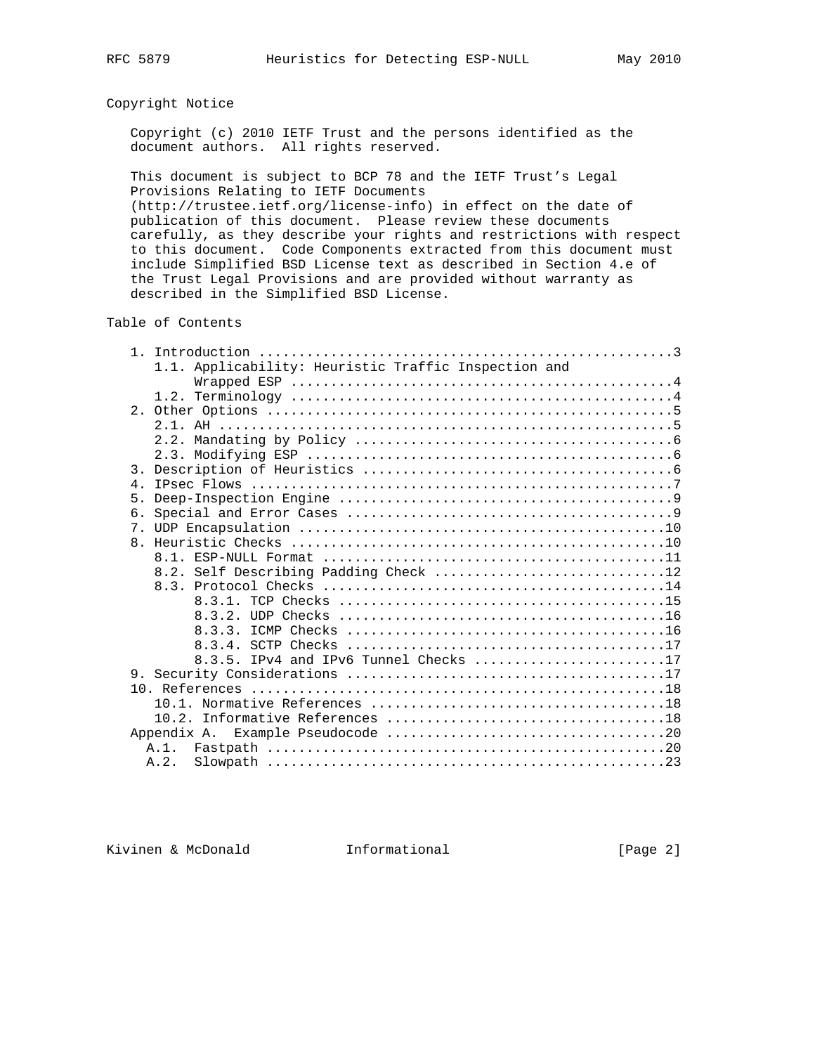## Copyright Notice

Copyright (c) 2010 IETF Trust and the persons identified as the document authors. All rights reserved.

This document is subject to BCP 78 and the IETF Trust's Legal Provisions Relating to IETF Documents (http://trustee.ietf.org/license-info) in effect on the date of publication of this document. Please review these documents carefully, as they describe your rights and restrictions with respect to this document. Code Components extracted from this document must include Simplified BSD License text as described in Section 4.e of the Trust Legal Provisions and are provided without warranty as described in the Simplified BSD License.

## Table of Contents

```
   1. Introduction ....................................................3
      1.1. Applicability: Heuristic Traffic Inspection and
           Wrapped ESP ...............................................4
      1.2. Terminology ...............................................4
   2. Other Options ...................................................5
      2.1. AH ........................................................5
      2.2. Mandating by Policy .......................................6
      2.3. Modifying ESP .............................................6
   3. Description of Heuristics .......................................6
   4. IPsec Flows .....................................................7
   5. Deep-Inspection Engine ..........................................9
   6. Special and Error Cases .........................................9
   7. UDP Encapsulation ..............................................10
   8. Heuristic Checks ...............................................10
      8.1. ESP-NULL Format ..........................................11
      8.2. Self Describing Padding Check ............................12
      8.3. Protocol Checks ..........................................14
           8.3.1. TCP Checks ........................................15
           8.3.2. UDP Checks ........................................16
           8.3.3. ICMP Checks .......................................16
           8.3.4. SCTP Checks .......................................17
           8.3.5. IPv4 and IPv6 Tunnel Checks .......................17
   9. Security Considerations ........................................17
   10. References ....................................................18
      10.1. Normative References ....................................18
      10.2. Informative References ..................................18
   Appendix A.  Example Pseudocode ...................................20
     A.1.  Fastpath ..................................................20
     A.2.  Slowpath ..................................................23
```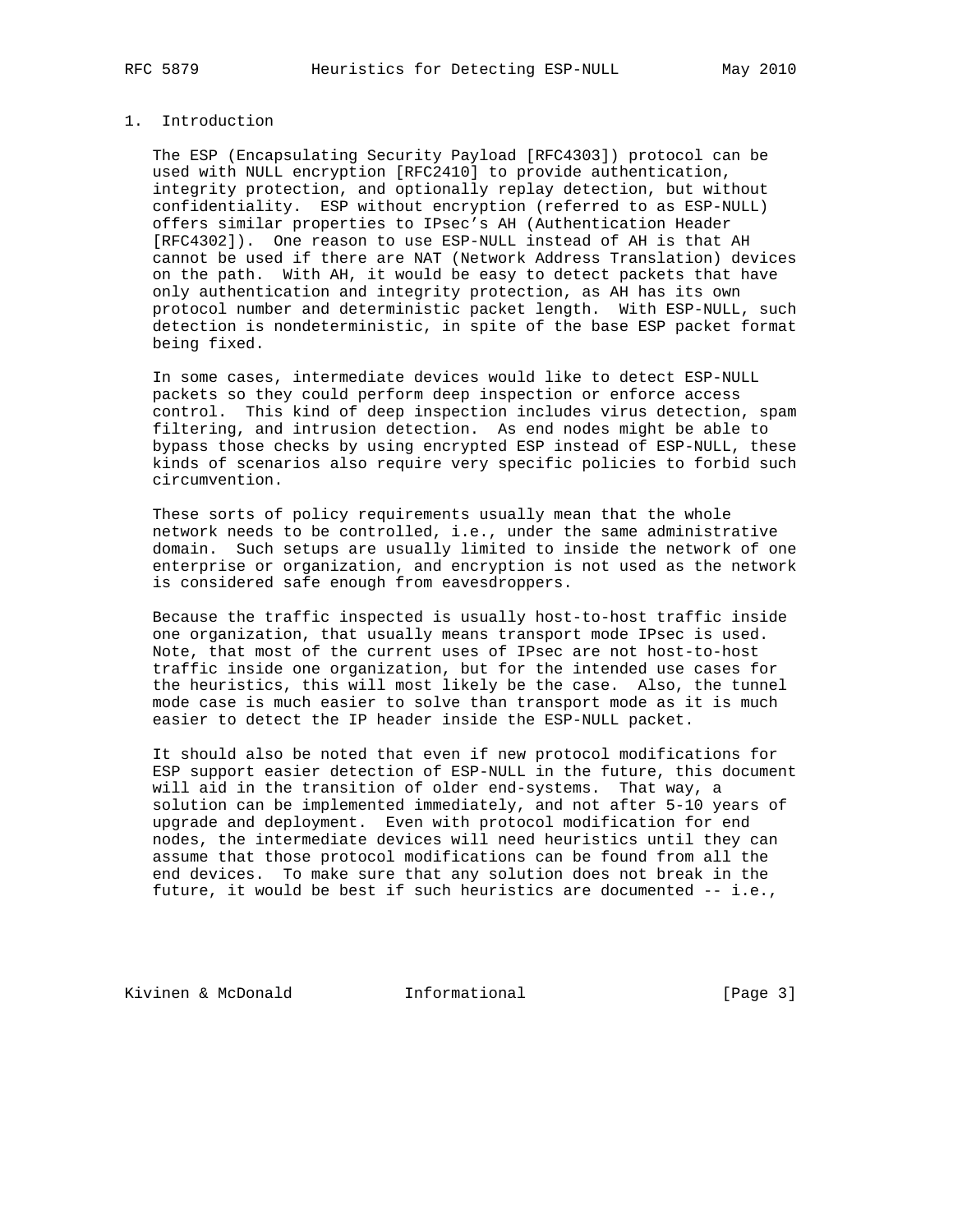# 1. Introduction

The ESP (Encapsulating Security Payload [RFC4303]) protocol can be used with NULL encryption [RFC2410] to provide authentication, integrity protection, and optionally replay detection, but without confidentiality. ESP without encryption (referred to as ESP-NULL) offers similar properties to IPsec's AH (Authentication Header [RFC4302]). One reason to use ESP-NULL instead of AH is that AH cannot be used if there are NAT (Network Address Translation) devices on the path. With AH, it would be easy to detect packets that have only authentication and integrity protection, as AH has its own protocol number and deterministic packet length. With ESP-NULL, such detection is nondeterministic, in spite of the base ESP packet format being fixed.

In some cases, intermediate devices would like to detect ESP-NULL packets so they could perform deep inspection or enforce access control. This kind of deep inspection includes virus detection, spam filtering, and intrusion detection. As end nodes might be able to bypass those checks by using encrypted ESP instead of ESP-NULL, these kinds of scenarios also require very specific policies to forbid such circumvention.

These sorts of policy requirements usually mean that the whole network needs to be controlled, i.e., under the same administrative domain. Such setups are usually limited to inside the network of one enterprise or organization, and encryption is not used as the network is considered safe enough from eavesdroppers.

Because the traffic inspected is usually host-to-host traffic inside one organization, that usually means transport mode IPsec is used. Note, that most of the current uses of IPsec are not host-to-host traffic inside one organization, but for the intended use cases for the heuristics, this will most likely be the case. Also, the tunnel mode case is much easier to solve than transport mode as it is much easier to detect the IP header inside the ESP-NULL packet.

It should also be noted that even if new protocol modifications for ESP support easier detection of ESP-NULL in the future, this document will aid in the transition of older end-systems. That way, a solution can be implemented immediately, and not after 5-10 years of upgrade and deployment. Even with protocol modification for end nodes, the intermediate devices will need heuristics until they can assume that those protocol modifications can be found from all the end devices. To make sure that any solution does not break in the future, it would be best if such heuristics are documented -- i.e.,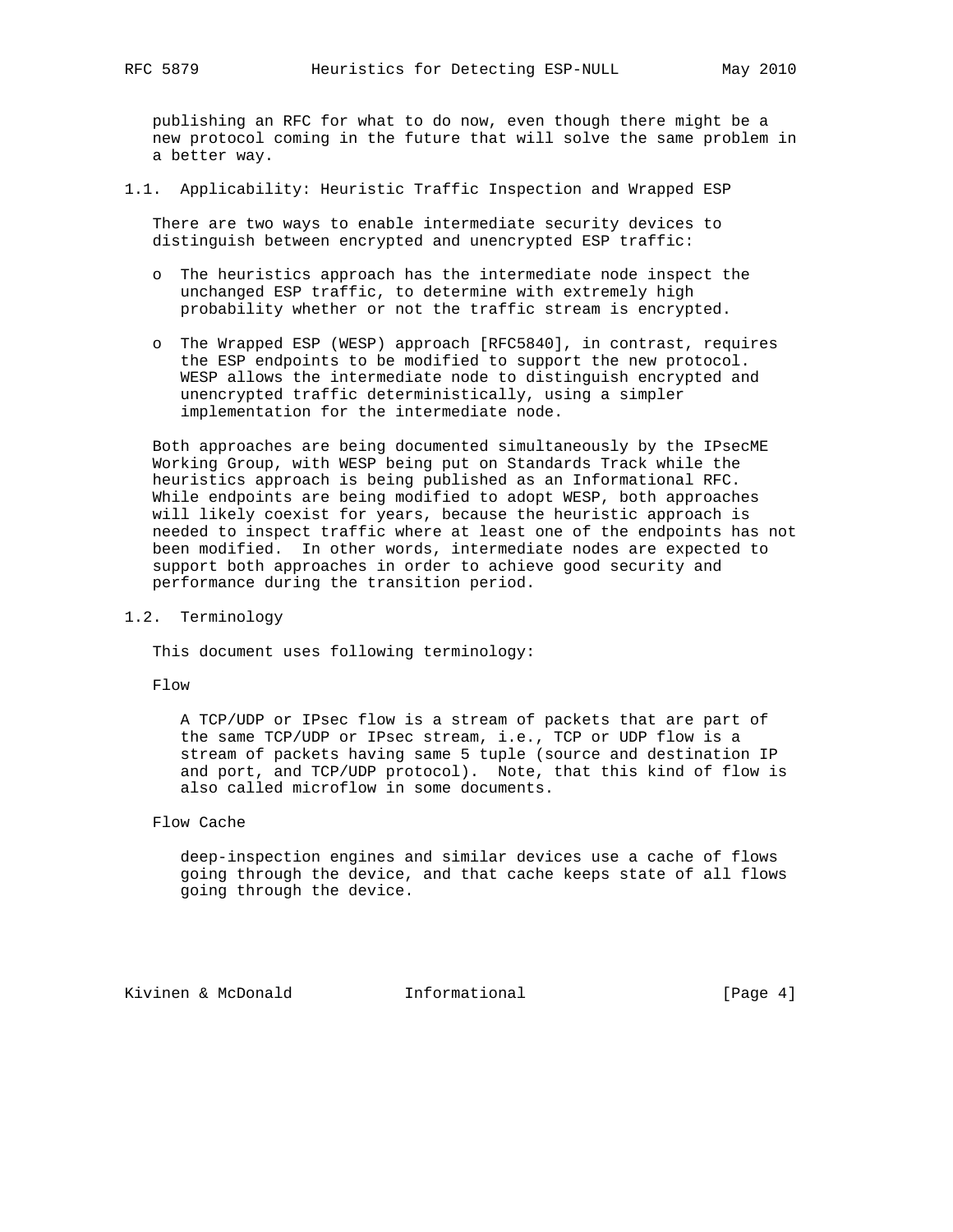publishing an RFC for what to do now, even though there might be a new protocol coming in the future that will solve the same problem in a better way.

### 1.1. Applicability: Heuristic Traffic Inspection and Wrapped ESP

There are two ways to enable intermediate security devices to distinguish between encrypted and unencrypted ESP traffic:

- The heuristics approach has the intermediate node inspect the unchanged ESP traffic, to determine with extremely high probability whether or not the traffic stream is encrypted.

- The Wrapped ESP (WESP) approach [RFC5840], in contrast, requires the ESP endpoints to be modified to support the new protocol. WESP allows the intermediate node to distinguish encrypted and unencrypted traffic deterministically, using a simpler implementation for the intermediate node.

Both approaches are being documented simultaneously by the IPsecME Working Group, with WESP being put on Standards Track while the heuristics approach is being published as an Informational RFC. While endpoints are being modified to adopt WESP, both approaches will likely coexist for years, because the heuristic approach is needed to inspect traffic where at least one of the endpoints has not been modified. In other words, intermediate nodes are expected to support both approaches in order to achieve good security and performance during the transition period.

### 1.2. Terminology

This document uses following terminology:

Flow

A TCP/UDP or IPsec flow is a stream of packets that are part of the same TCP/UDP or IPsec stream, i.e., TCP or UDP flow is a stream of packets having same 5 tuple (source and destination IP and port, and TCP/UDP protocol). Note, that this kind of flow is also called microflow in some documents.

Flow Cache

deep-inspection engines and similar devices use a cache of flows going through the device, and that cache keeps state of all flows going through the device.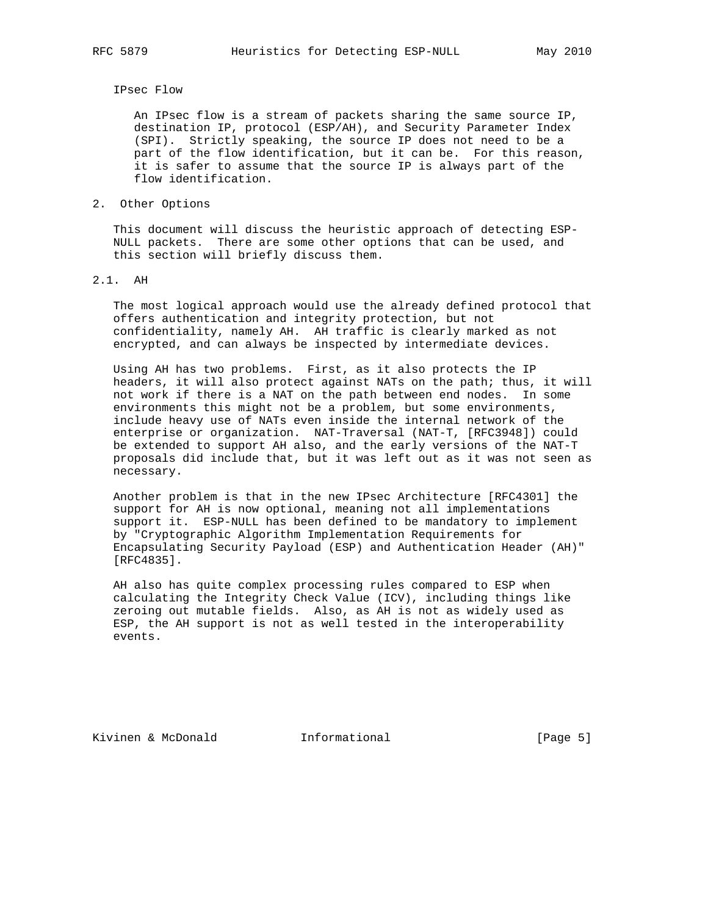IPsec Flow

An IPsec flow is a stream of packets sharing the same source IP, destination IP, protocol (ESP/AH), and Security Parameter Index (SPI). Strictly speaking, the source IP does not need to be a part of the flow identification, but it can be. For this reason, it is safer to assume that the source IP is always part of the flow identification.

## 2. Other Options

This document will discuss the heuristic approach of detecting ESP-NULL packets. There are some other options that can be used, and this section will briefly discuss them.

### 2.1. AH

The most logical approach would use the already defined protocol that offers authentication and integrity protection, but not confidentiality, namely AH. AH traffic is clearly marked as not encrypted, and can always be inspected by intermediate devices.

Using AH has two problems. First, as it also protects the IP headers, it will also protect against NATs on the path; thus, it will not work if there is a NAT on the path between end nodes. In some environments this might not be a problem, but some environments, include heavy use of NATs even inside the internal network of the enterprise or organization. NAT-Traversal (NAT-T, [RFC3948]) could be extended to support AH also, and the early versions of the NAT-T proposals did include that, but it was left out as it was not seen as necessary.

Another problem is that in the new IPsec Architecture [RFC4301] the support for AH is now optional, meaning not all implementations support it. ESP-NULL has been defined to be mandatory to implement by "Cryptographic Algorithm Implementation Requirements for Encapsulating Security Payload (ESP) and Authentication Header (AH)" [RFC4835].

AH also has quite complex processing rules compared to ESP when calculating the Integrity Check Value (ICV), including things like zeroing out mutable fields. Also, as AH is not as widely used as ESP, the AH support is not as well tested in the interoperability events.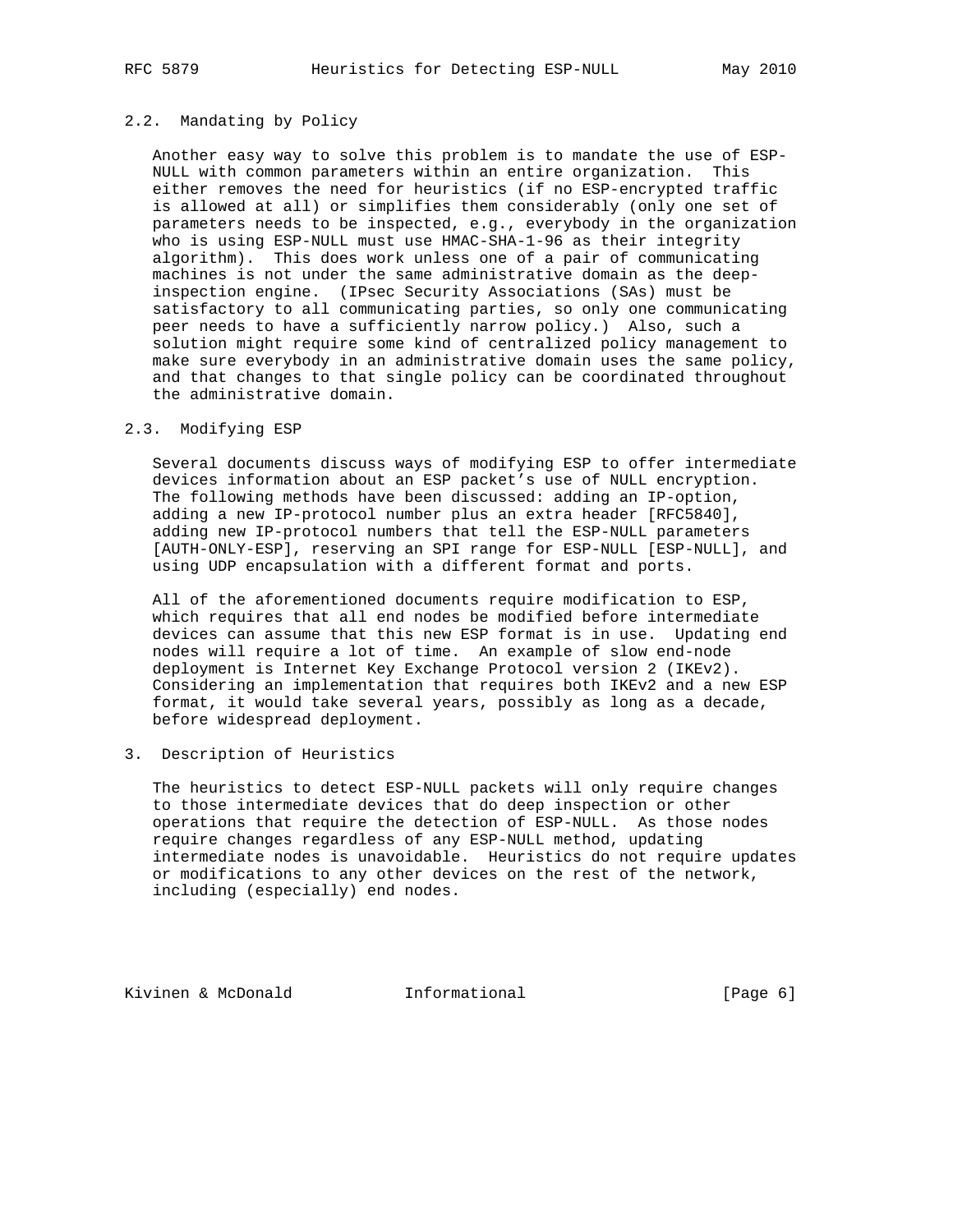## 2.2. Mandating by Policy

Another easy way to solve this problem is to mandate the use of ESP-NULL with common parameters within an entire organization. This either removes the need for heuristics (if no ESP-encrypted traffic is allowed at all) or simplifies them considerably (only one set of parameters needs to be inspected, e.g., everybody in the organization who is using ESP-NULL must use HMAC-SHA-1-96 as their integrity algorithm). This does work unless one of a pair of communicating machines is not under the same administrative domain as the deep-inspection engine. (IPsec Security Associations (SAs) must be satisfactory to all communicating parties, so only one communicating peer needs to have a sufficiently narrow policy.) Also, such a solution might require some kind of centralized policy management to make sure everybody in an administrative domain uses the same policy, and that changes to that single policy can be coordinated throughout the administrative domain.

## 2.3. Modifying ESP

Several documents discuss ways of modifying ESP to offer intermediate devices information about an ESP packet's use of NULL encryption. The following methods have been discussed: adding an IP-option, adding a new IP-protocol number plus an extra header [RFC5840], adding new IP-protocol numbers that tell the ESP-NULL parameters [AUTH-ONLY-ESP], reserving an SPI range for ESP-NULL [ESP-NULL], and using UDP encapsulation with a different format and ports.

All of the aforementioned documents require modification to ESP, which requires that all end nodes be modified before intermediate devices can assume that this new ESP format is in use. Updating end nodes will require a lot of time. An example of slow end-node deployment is Internet Key Exchange Protocol version 2 (IKEv2). Considering an implementation that requires both IKEv2 and a new ESP format, it would take several years, possibly as long as a decade, before widespread deployment.

# 3. Description of Heuristics

The heuristics to detect ESP-NULL packets will only require changes to those intermediate devices that do deep inspection or other operations that require the detection of ESP-NULL. As those nodes require changes regardless of any ESP-NULL method, updating intermediate nodes is unavoidable. Heuristics do not require updates or modifications to any other devices on the rest of the network, including (especially) end nodes.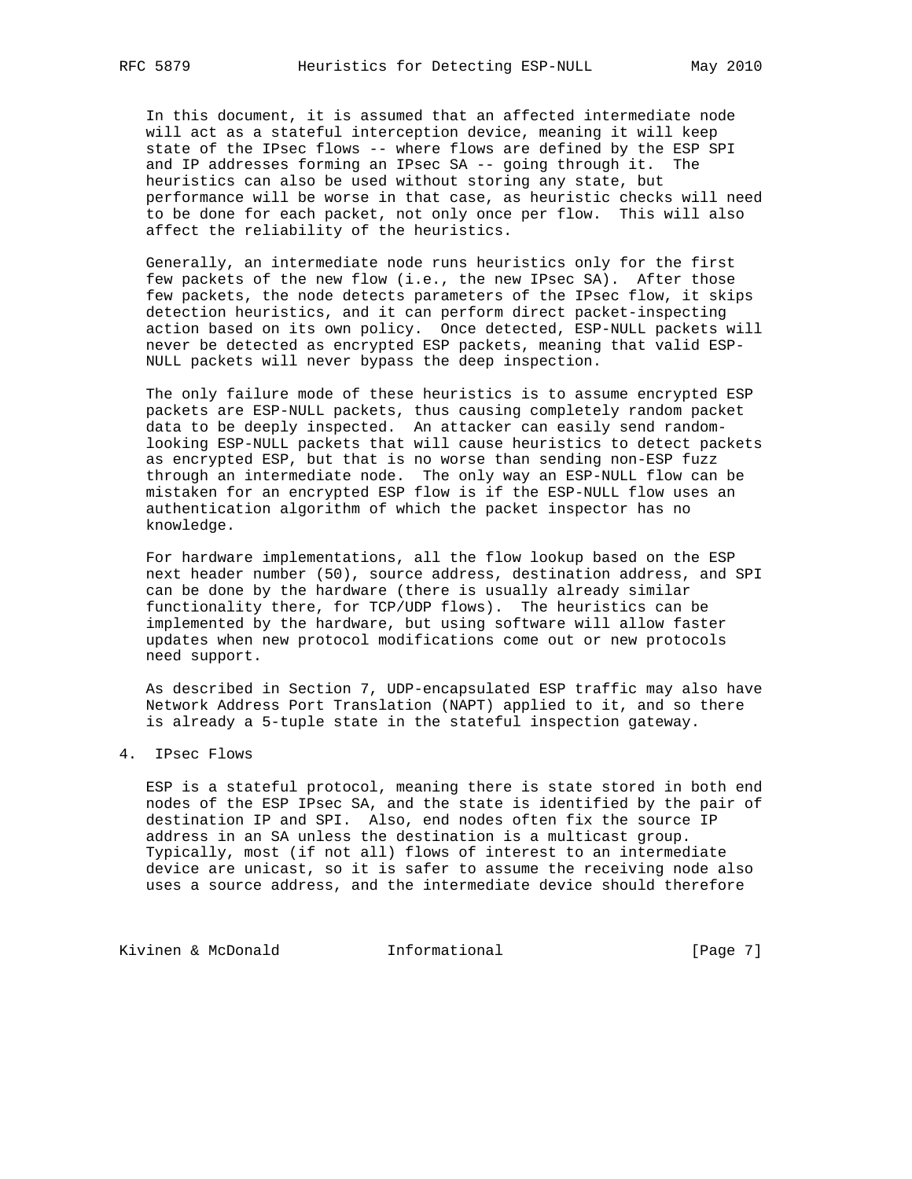In this document, it is assumed that an affected intermediate node will act as a stateful interception device, meaning it will keep state of the IPsec flows -- where flows are defined by the ESP SPI and IP addresses forming an IPsec SA -- going through it. The heuristics can also be used without storing any state, but performance will be worse in that case, as heuristic checks will need to be done for each packet, not only once per flow. This will also affect the reliability of the heuristics.

Generally, an intermediate node runs heuristics only for the first few packets of the new flow (i.e., the new IPsec SA). After those few packets, the node detects parameters of the IPsec flow, it skips detection heuristics, and it can perform direct packet-inspecting action based on its own policy. Once detected, ESP-NULL packets will never be detected as encrypted ESP packets, meaning that valid ESP-NULL packets will never bypass the deep inspection.

The only failure mode of these heuristics is to assume encrypted ESP packets are ESP-NULL packets, thus causing completely random packet data to be deeply inspected. An attacker can easily send random-looking ESP-NULL packets that will cause heuristics to detect packets as encrypted ESP, but that is no worse than sending non-ESP fuzz through an intermediate node. The only way an ESP-NULL flow can be mistaken for an encrypted ESP flow is if the ESP-NULL flow uses an authentication algorithm of which the packet inspector has no knowledge.

For hardware implementations, all the flow lookup based on the ESP next header number (50), source address, destination address, and SPI can be done by the hardware (there is usually already similar functionality there, for TCP/UDP flows). The heuristics can be implemented by the hardware, but using software will allow faster updates when new protocol modifications come out or new protocols need support.

As described in Section 7, UDP-encapsulated ESP traffic may also have Network Address Port Translation (NAPT) applied to it, and so there is already a 5-tuple state in the stateful inspection gateway.

## 4. IPsec Flows

ESP is a stateful protocol, meaning there is state stored in both end nodes of the ESP IPsec SA, and the state is identified by the pair of destination IP and SPI. Also, end nodes often fix the source IP address in an SA unless the destination is a multicast group. Typically, most (if not all) flows of interest to an intermediate device are unicast, so it is safer to assume the receiving node also uses a source address, and the intermediate device should therefore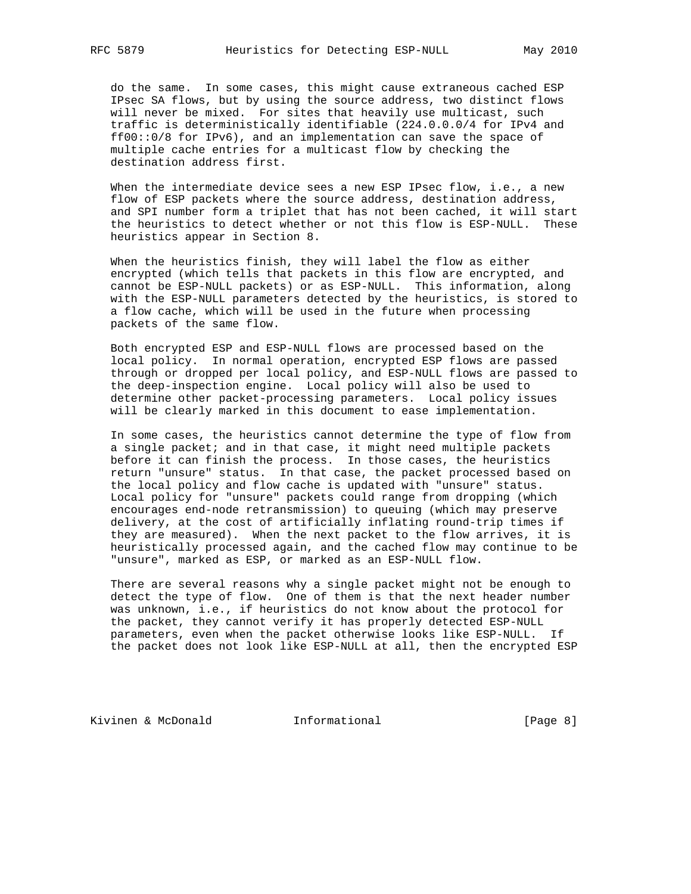do the same. In some cases, this might cause extraneous cached ESP IPsec SA flows, but by using the source address, two distinct flows will never be mixed. For sites that heavily use multicast, such traffic is deterministically identifiable (224.0.0.0/4 for IPv4 and ff00::0/8 for IPv6), and an implementation can save the space of multiple cache entries for a multicast flow by checking the destination address first.

When the intermediate device sees a new ESP IPsec flow, i.e., a new flow of ESP packets where the source address, destination address, and SPI number form a triplet that has not been cached, it will start the heuristics to detect whether or not this flow is ESP-NULL. These heuristics appear in Section 8.

When the heuristics finish, they will label the flow as either encrypted (which tells that packets in this flow are encrypted, and cannot be ESP-NULL packets) or as ESP-NULL. This information, along with the ESP-NULL parameters detected by the heuristics, is stored to a flow cache, which will be used in the future when processing packets of the same flow.

Both encrypted ESP and ESP-NULL flows are processed based on the local policy. In normal operation, encrypted ESP flows are passed through or dropped per local policy, and ESP-NULL flows are passed to the deep-inspection engine. Local policy will also be used to determine other packet-processing parameters. Local policy issues will be clearly marked in this document to ease implementation.

In some cases, the heuristics cannot determine the type of flow from a single packet; and in that case, it might need multiple packets before it can finish the process. In those cases, the heuristics return "unsure" status. In that case, the packet processed based on the local policy and flow cache is updated with "unsure" status. Local policy for "unsure" packets could range from dropping (which encourages end-node retransmission) to queuing (which may preserve delivery, at the cost of artificially inflating round-trip times if they are measured). When the next packet to the flow arrives, it is heuristically processed again, and the cached flow may continue to be "unsure", marked as ESP, or marked as an ESP-NULL flow.

There are several reasons why a single packet might not be enough to detect the type of flow. One of them is that the next header number was unknown, i.e., if heuristics do not know about the protocol for the packet, they cannot verify it has properly detected ESP-NULL parameters, even when the packet otherwise looks like ESP-NULL. If the packet does not look like ESP-NULL at all, then the encrypted ESP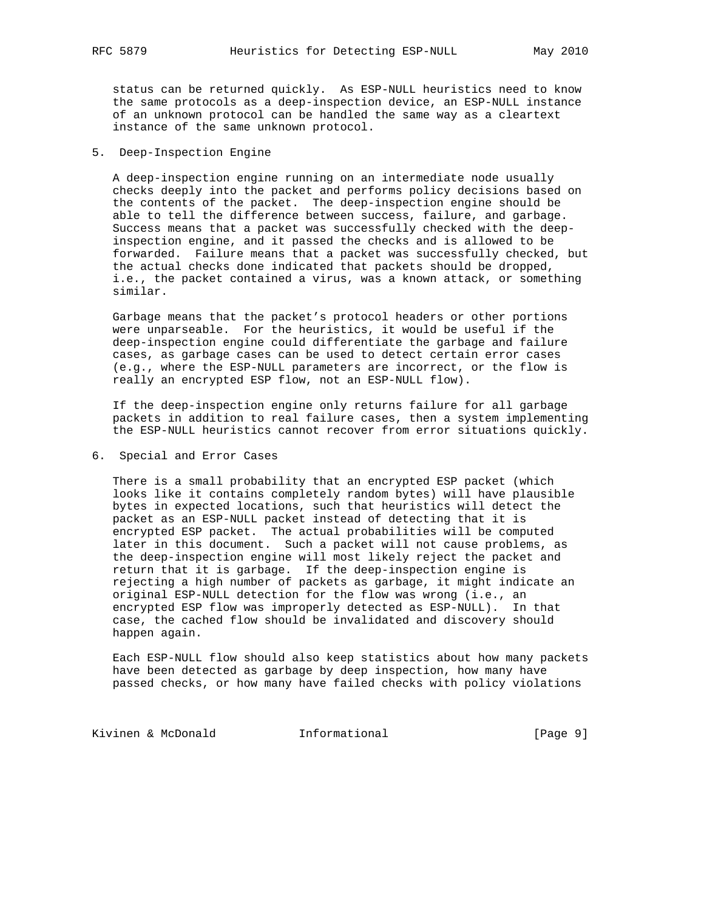status can be returned quickly. As ESP-NULL heuristics need to know the same protocols as a deep-inspection device, an ESP-NULL instance of an unknown protocol can be handled the same way as a cleartext instance of the same unknown protocol.

## 5. Deep-Inspection Engine

A deep-inspection engine running on an intermediate node usually checks deeply into the packet and performs policy decisions based on the contents of the packet. The deep-inspection engine should be able to tell the difference between success, failure, and garbage. Success means that a packet was successfully checked with the deep-inspection engine, and it passed the checks and is allowed to be forwarded. Failure means that a packet was successfully checked, but the actual checks done indicated that packets should be dropped, i.e., the packet contained a virus, was a known attack, or something similar.

Garbage means that the packet's protocol headers or other portions were unparseable. For the heuristics, it would be useful if the deep-inspection engine could differentiate the garbage and failure cases, as garbage cases can be used to detect certain error cases (e.g., where the ESP-NULL parameters are incorrect, or the flow is really an encrypted ESP flow, not an ESP-NULL flow).

If the deep-inspection engine only returns failure for all garbage packets in addition to real failure cases, then a system implementing the ESP-NULL heuristics cannot recover from error situations quickly.

## 6. Special and Error Cases

There is a small probability that an encrypted ESP packet (which looks like it contains completely random bytes) will have plausible bytes in expected locations, such that heuristics will detect the packet as an ESP-NULL packet instead of detecting that it is encrypted ESP packet. The actual probabilities will be computed later in this document. Such a packet will not cause problems, as the deep-inspection engine will most likely reject the packet and return that it is garbage. If the deep-inspection engine is rejecting a high number of packets as garbage, it might indicate an original ESP-NULL detection for the flow was wrong (i.e., an encrypted ESP flow was improperly detected as ESP-NULL). In that case, the cached flow should be invalidated and discovery should happen again.

Each ESP-NULL flow should also keep statistics about how many packets have been detected as garbage by deep inspection, how many have passed checks, or how many have failed checks with policy violations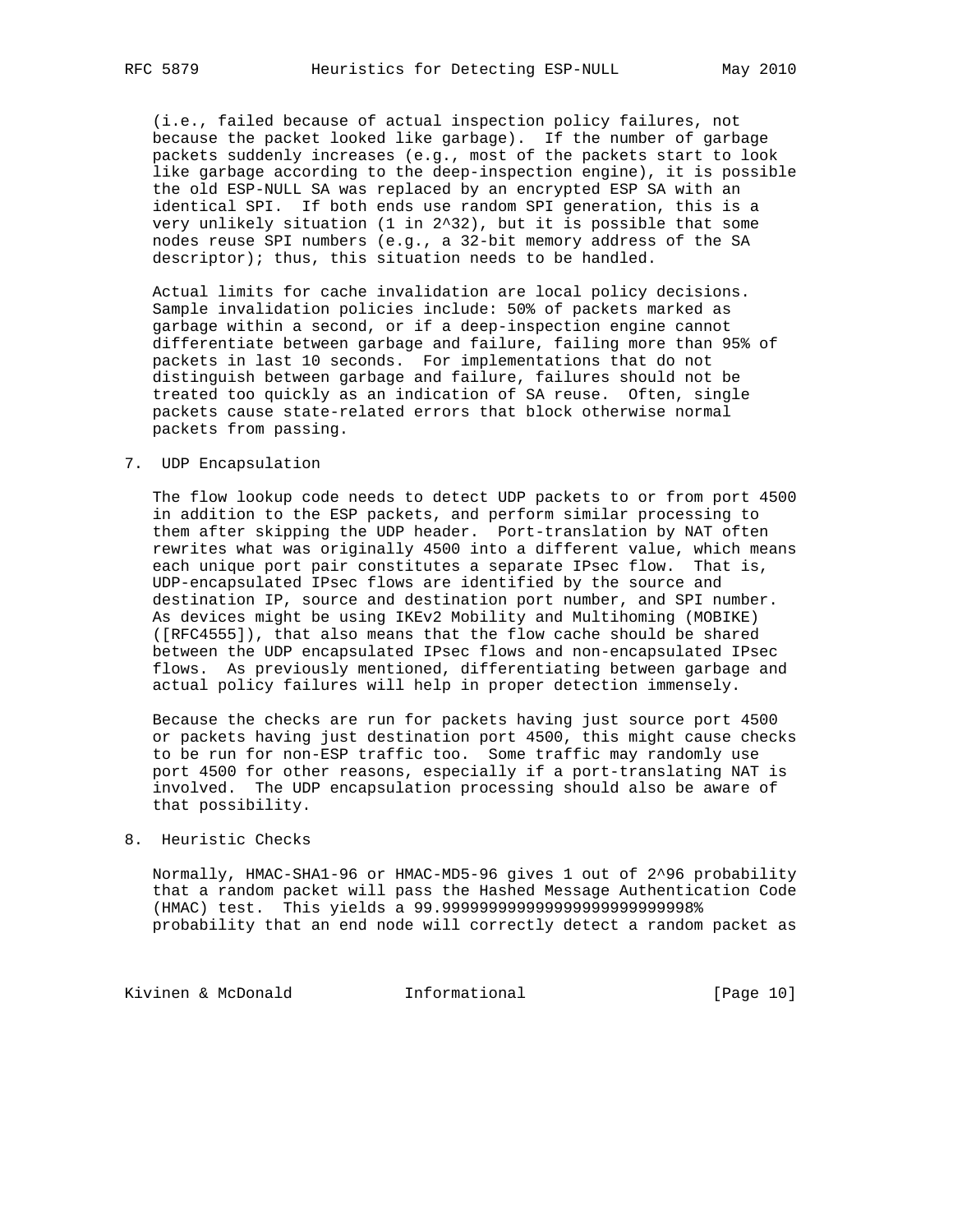(i.e., failed because of actual inspection policy failures, not because the packet looked like garbage). If the number of garbage packets suddenly increases (e.g., most of the packets start to look like garbage according to the deep-inspection engine), it is possible the old ESP-NULL SA was replaced by an encrypted ESP SA with an identical SPI. If both ends use random SPI generation, this is a very unlikely situation (1 in $2^{32}$), but it is possible that some nodes reuse SPI numbers (e.g., a 32-bit memory address of the SA descriptor); thus, this situation needs to be handled.

Actual limits for cache invalidation are local policy decisions. Sample invalidation policies include: 50% of packets marked as garbage within a second, or if a deep-inspection engine cannot differentiate between garbage and failure, failing more than 95% of packets in last 10 seconds. For implementations that do not distinguish between garbage and failure, failures should not be treated too quickly as an indication of SA reuse. Often, single packets cause state-related errors that block otherwise normal packets from passing.

## 7. UDP Encapsulation

The flow lookup code needs to detect UDP packets to or from port 4500 in addition to the ESP packets, and perform similar processing to them after skipping the UDP header. Port-translation by NAT often rewrites what was originally 4500 into a different value, which means each unique port pair constitutes a separate IPsec flow. That is, UDP-encapsulated IPsec flows are identified by the source and destination IP, source and destination port number, and SPI number. As devices might be using IKEv2 Mobility and Multihoming (MOBIKE) ([RFC4555]), that also means that the flow cache should be shared between the UDP encapsulated IPsec flows and non-encapsulated IPsec flows. As previously mentioned, differentiating between garbage and actual policy failures will help in proper detection immensely.

Because the checks are run for packets having just source port 4500 or packets having just destination port 4500, this might cause checks to be run for non-ESP traffic too. Some traffic may randomly use port 4500 for other reasons, especially if a port-translating NAT is involved. The UDP encapsulation processing should also be aware of that possibility.

## 8. Heuristic Checks

Normally, HMAC-SHA1-96 or HMAC-MD5-96 gives 1 out of $2^{96}$ probability that a random packet will pass the Hashed Message Authentication Code (HMAC) test. This yields a 99.999999999999999999999999998% probability that an end node will correctly detect a random packet as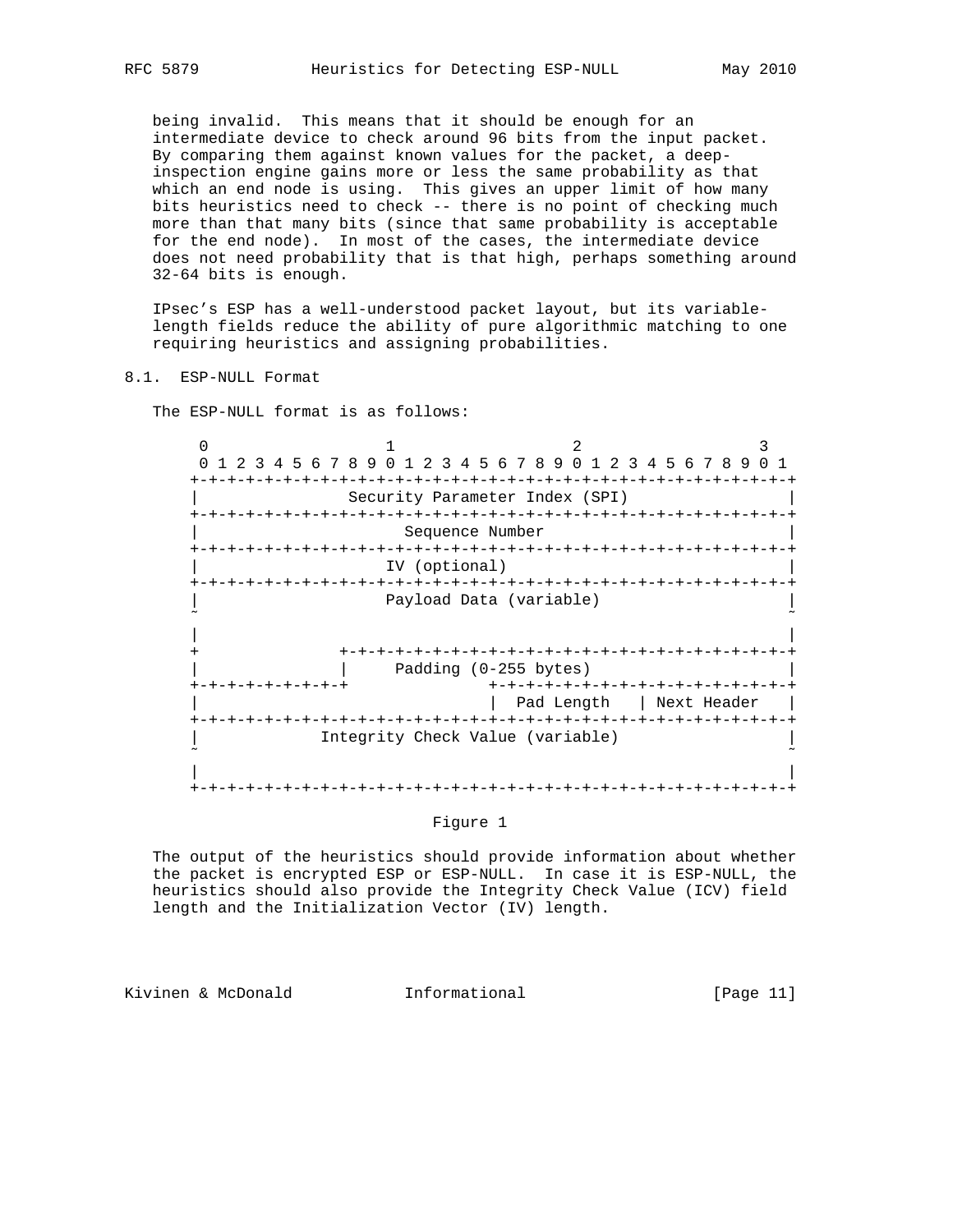being invalid. This means that it should be enough for an intermediate device to check around 96 bits from the input packet. By comparing them against known values for the packet, a deep-inspection engine gains more or less the same probability as that which an end node is using. This gives an upper limit of how many bits heuristics need to check -- there is no point of checking much more than that many bits (since that same probability is acceptable for the end node). In most of the cases, the intermediate device does not need probability that is that high, perhaps something around 32-64 bits is enough.

IPsec's ESP has a well-understood packet layout, but its variable-length fields reduce the ability of pure algorithmic matching to one requiring heuristics and assigning probabilities.

## 8.1. ESP-NULL Format

The ESP-NULL format is as follows:

```
 0                   1                   2                   3
 0 1 2 3 4 5 6 7 8 9 0 1 2 3 4 5 6 7 8 9 0 1 2 3 4 5 6 7 8 9 0 1
+-+-+-+-+-+-+-+-+-+-+-+-+-+-+-+-+-+-+-+-+-+-+-+-+-+-+-+-+-+-+-+-+
|               Security Parameter Index (SPI)                  |
+-+-+-+-+-+-+-+-+-+-+-+-+-+-+-+-+-+-+-+-+-+-+-+-+-+-+-+-+-+-+-+-+
|                      Sequence Number                          |
+-+-+-+-+-+-+-+-+-+-+-+-+-+-+-+-+-+-+-+-+-+-+-+-+-+-+-+-+-+-+-+-+
|                    IV (optional)                              |
+-+-+-+-+-+-+-+-+-+-+-+-+-+-+-+-+-+-+-+-+-+-+-+-+-+-+-+-+-+-+-+-+
|                    Payload Data (variable)                    |
~                                                               ~
|                                                               |
+               +-+-+-+-+-+-+-+-+-+-+-+-+-+-+-+-+-+-+-+-+-+-+-+-+
|               |     Padding (0-255 bytes)                     |
+-+-+-+-+-+-+-+-+               +-+-+-+-+-+-+-+-+-+-+-+-+-+-+-+-+
|                               |  Pad Length   | Next Header   |
+-+-+-+-+-+-+-+-+-+-+-+-+-+-+-+-+-+-+-+-+-+-+-+-+-+-+-+-+-+-+-+-+
|            Integrity Check Value (variable)                   |
~                                                               ~
|                                                               |
+-+-+-+-+-+-+-+-+-+-+-+-+-+-+-+-+-+-+-+-+-+-+-+-+-+-+-+-+-+-+-+-+
```

Figure 1

The output of the heuristics should provide information about whether the packet is encrypted ESP or ESP-NULL. In case it is ESP-NULL, the heuristics should also provide the Integrity Check Value (ICV) field length and the Initialization Vector (IV) length.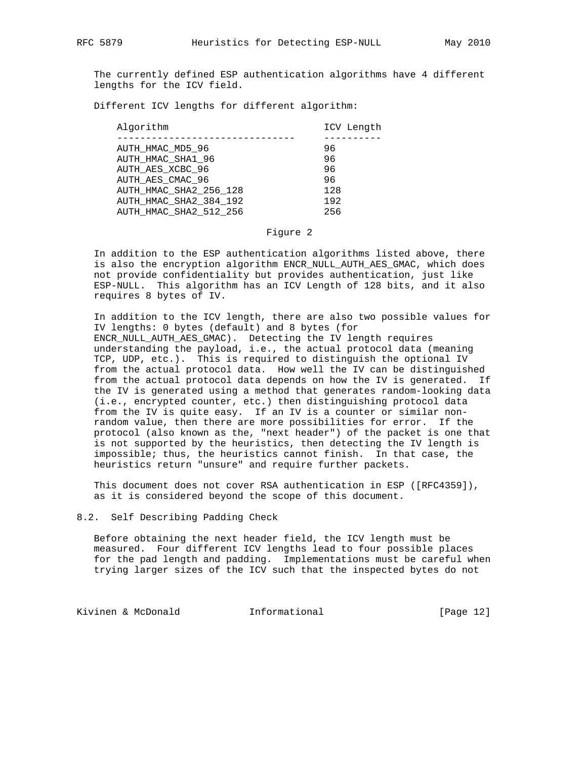The currently defined ESP authentication algorithms have 4 different lengths for the ICV field.

Different ICV lengths for different algorithm:

| Algorithm | ICV Length |
| --- | --- |
| AUTH_HMAC_MD5_96 | 96 |
| AUTH_HMAC_SHA1_96 | 96 |
| AUTH_AES_XCBC_96 | 96 |
| AUTH_AES_CMAC_96 | 96 |
| AUTH_HMAC_SHA2_256_128 | 128 |
| AUTH_HMAC_SHA2_384_192 | 192 |
| AUTH_HMAC_SHA2_512_256 | 256 |

Figure 2

In addition to the ESP authentication algorithms listed above, there is also the encryption algorithm ENCR_NULL_AUTH_AES_GMAC, which does not provide confidentiality but provides authentication, just like ESP-NULL. This algorithm has an ICV Length of 128 bits, and it also requires 8 bytes of IV.

In addition to the ICV length, there are also two possible values for IV lengths: 0 bytes (default) and 8 bytes (for ENCR_NULL_AUTH_AES_GMAC). Detecting the IV length requires understanding the payload, i.e., the actual protocol data (meaning TCP, UDP, etc.). This is required to distinguish the optional IV from the actual protocol data. How well the IV can be distinguished from the actual protocol data depends on how the IV is generated. If the IV is generated using a method that generates random-looking data (i.e., encrypted counter, etc.) then distinguishing protocol data from the IV is quite easy. If an IV is a counter or similar non-random value, then there are more possibilities for error. If the protocol (also known as the, "next header") of the packet is one that is not supported by the heuristics, then detecting the IV length is impossible; thus, the heuristics cannot finish. In that case, the heuristics return "unsure" and require further packets.

This document does not cover RSA authentication in ESP ([RFC4359]), as it is considered beyond the scope of this document.

## 8.2. Self Describing Padding Check

Before obtaining the next header field, the ICV length must be measured. Four different ICV lengths lead to four possible places for the pad length and padding. Implementations must be careful when trying larger sizes of the ICV such that the inspected bytes do not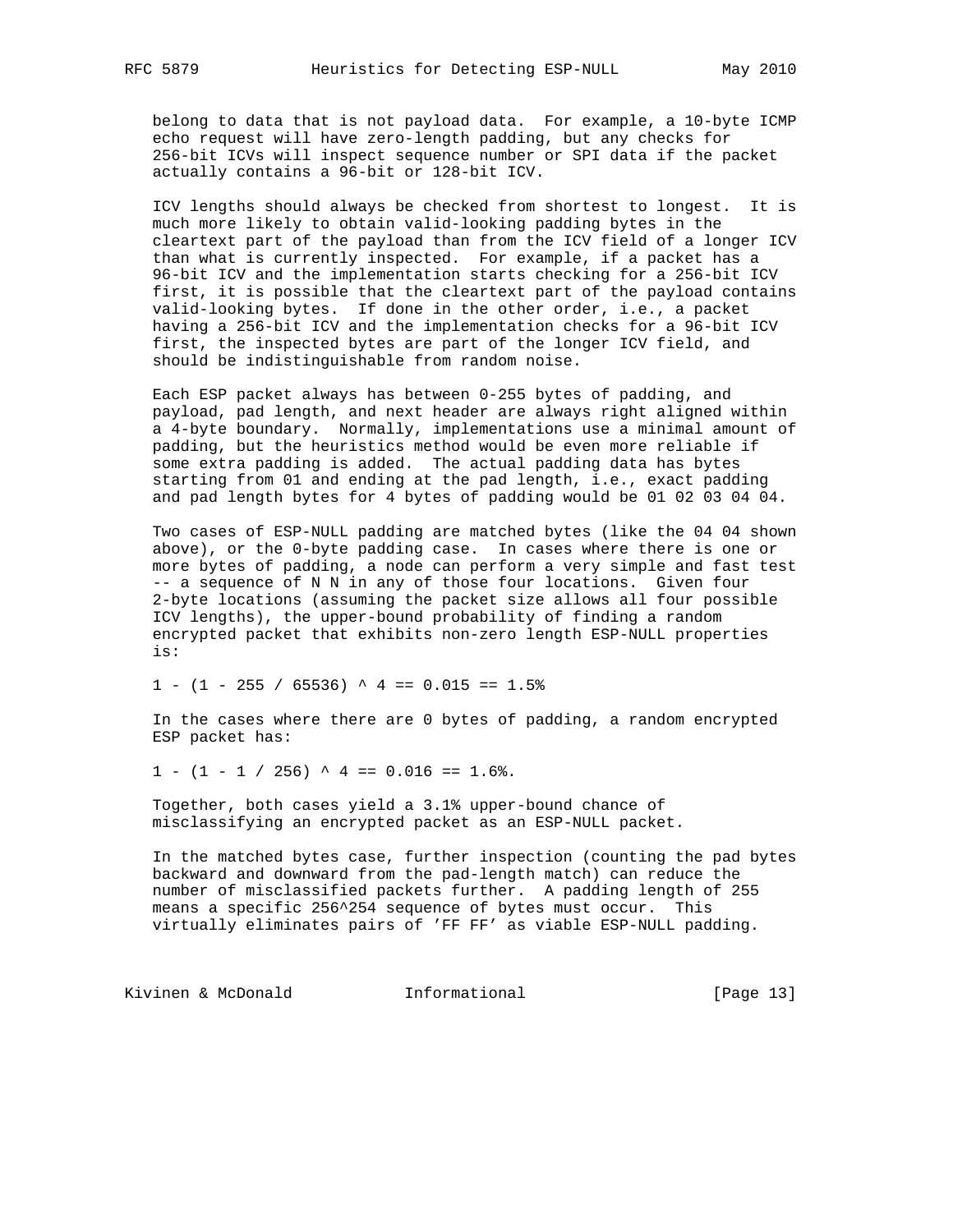belong to data that is not payload data. For example, a 10-byte ICMP echo request will have zero-length padding, but any checks for 256-bit ICVs will inspect sequence number or SPI data if the packet actually contains a 96-bit or 128-bit ICV.

ICV lengths should always be checked from shortest to longest. It is much more likely to obtain valid-looking padding bytes in the cleartext part of the payload than from the ICV field of a longer ICV than what is currently inspected. For example, if a packet has a 96-bit ICV and the implementation starts checking for a 256-bit ICV first, it is possible that the cleartext part of the payload contains valid-looking bytes. If done in the other order, i.e., a packet having a 256-bit ICV and the implementation checks for a 96-bit ICV first, the inspected bytes are part of the longer ICV field, and should be indistinguishable from random noise.

Each ESP packet always has between 0-255 bytes of padding, and payload, pad length, and next header are always right aligned within a 4-byte boundary. Normally, implementations use a minimal amount of padding, but the heuristics method would be even more reliable if some extra padding is added. The actual padding data has bytes starting from 01 and ending at the pad length, i.e., exact padding and pad length bytes for 4 bytes of padding would be 01 02 03 04 04.

Two cases of ESP-NULL padding are matched bytes (like the 04 04 shown above), or the 0-byte padding case. In cases where there is one or more bytes of padding, a node can perform a very simple and fast test -- a sequence of N N in any of those four locations. Given four 2-byte locations (assuming the packet size allows all four possible ICV lengths), the upper-bound probability of finding a random encrypted packet that exhibits non-zero length ESP-NULL properties is:

```
1 - (1 - 255 / 65536) ^ 4 == 0.015 == 1.5%
```

In the cases where there are 0 bytes of padding, a random encrypted ESP packet has:

```
1 - (1 - 1 / 256) ^ 4 == 0.016 == 1.6%.
```

Together, both cases yield a 3.1% upper-bound chance of misclassifying an encrypted packet as an ESP-NULL packet.

In the matched bytes case, further inspection (counting the pad bytes backward and downward from the pad-length match) can reduce the number of misclassified packets further. A padding length of 255 means a specific 256^254 sequence of bytes must occur. This virtually eliminates pairs of 'FF FF' as viable ESP-NULL padding.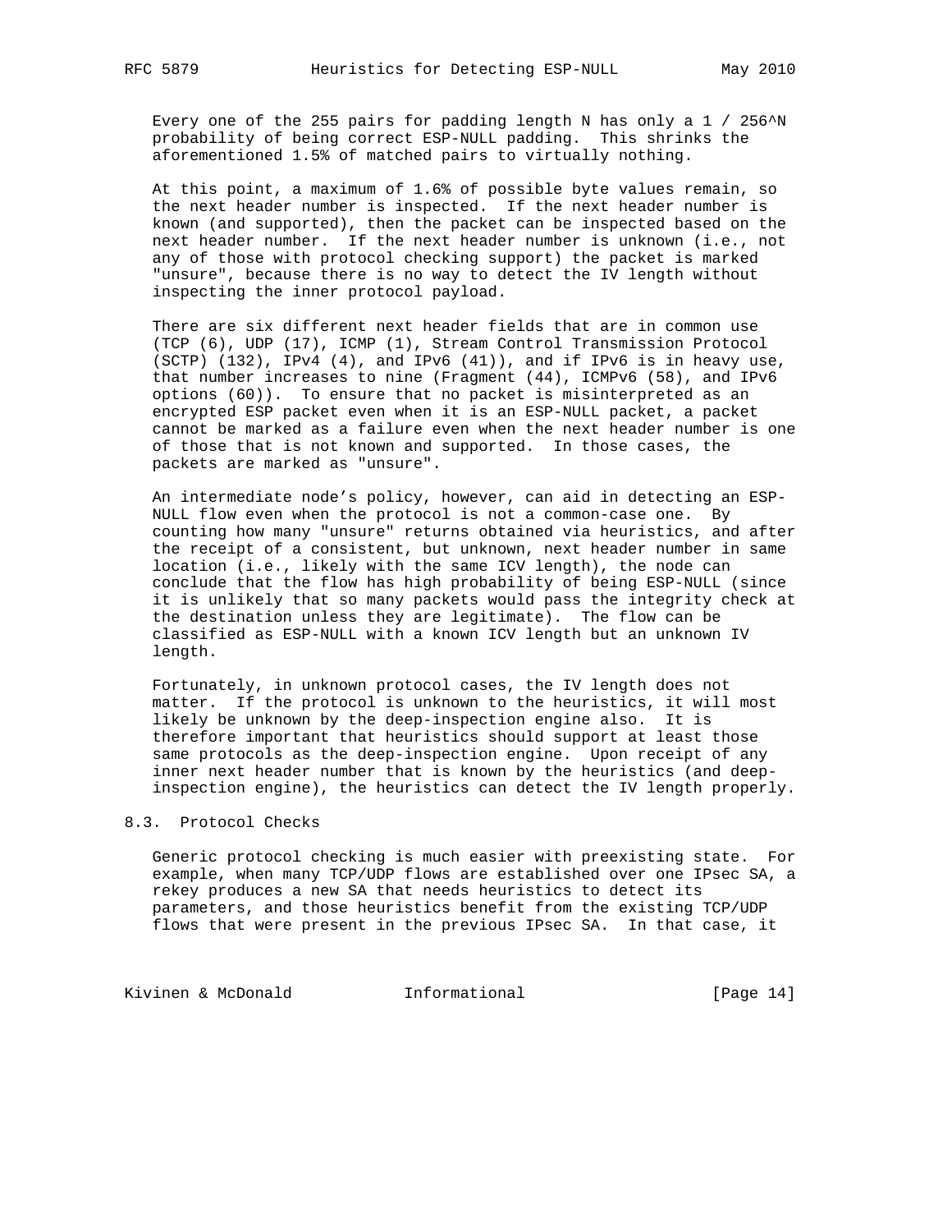Every one of the 255 pairs for padding length N has only a $1 / 256^N$ probability of being correct ESP-NULL padding. This shrinks the aforementioned 1.5% of matched pairs to virtually nothing.

At this point, a maximum of 1.6% of possible byte values remain, so the next header number is inspected. If the next header number is known (and supported), then the packet can be inspected based on the next header number. If the next header number is unknown (i.e., not any of those with protocol checking support) the packet is marked "unsure", because there is no way to detect the IV length without inspecting the inner protocol payload.

There are six different next header fields that are in common use (TCP (6), UDP (17), ICMP (1), Stream Control Transmission Protocol (SCTP) (132), IPv4 (4), and IPv6 (41)), and if IPv6 is in heavy use, that number increases to nine (Fragment (44), ICMPv6 (58), and IPv6 options (60)). To ensure that no packet is misinterpreted as an encrypted ESP packet even when it is an ESP-NULL packet, a packet cannot be marked as a failure even when the next header number is one of those that is not known and supported. In those cases, the packets are marked as "unsure".

An intermediate node’s policy, however, can aid in detecting an ESP-NULL flow even when the protocol is not a common-case one. By counting how many "unsure" returns obtained via heuristics, and after the receipt of a consistent, but unknown, next header number in same location (i.e., likely with the same ICV length), the node can conclude that the flow has high probability of being ESP-NULL (since it is unlikely that so many packets would pass the integrity check at the destination unless they are legitimate). The flow can be classified as ESP-NULL with a known ICV length but an unknown IV length.

Fortunately, in unknown protocol cases, the IV length does not matter. If the protocol is unknown to the heuristics, it will most likely be unknown by the deep-inspection engine also. It is therefore important that heuristics should support at least those same protocols as the deep-inspection engine. Upon receipt of any inner next header number that is known by the heuristics (and deep-inspection engine), the heuristics can detect the IV length properly.

### 8.3. Protocol Checks

Generic protocol checking is much easier with preexisting state. For example, when many TCP/UDP flows are established over one IPsec SA, a rekey produces a new SA that needs heuristics to detect its parameters, and those heuristics benefit from the existing TCP/UDP flows that were present in the previous IPsec SA. In that case, it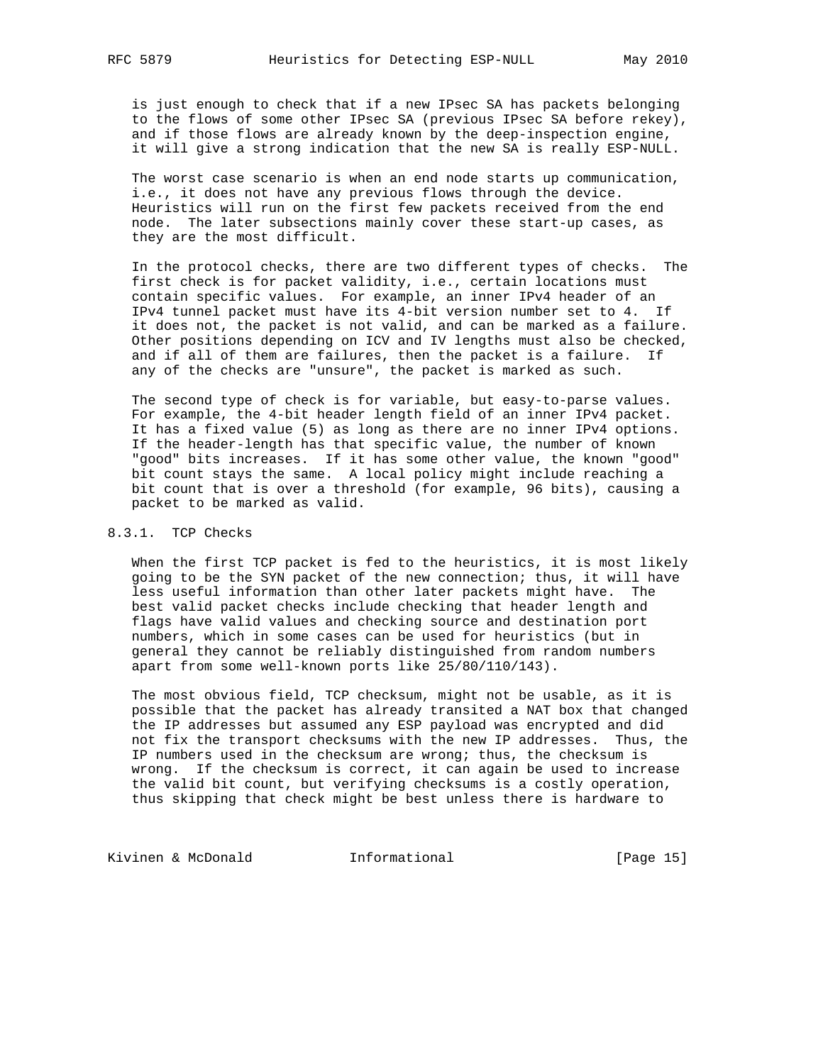is just enough to check that if a new IPsec SA has packets belonging to the flows of some other IPsec SA (previous IPsec SA before rekey), and if those flows are already known by the deep-inspection engine, it will give a strong indication that the new SA is really ESP-NULL.

The worst case scenario is when an end node starts up communication, i.e., it does not have any previous flows through the device. Heuristics will run on the first few packets received from the end node. The later subsections mainly cover these start-up cases, as they are the most difficult.

In the protocol checks, there are two different types of checks. The first check is for packet validity, i.e., certain locations must contain specific values. For example, an inner IPv4 header of an IPv4 tunnel packet must have its 4-bit version number set to 4. If it does not, the packet is not valid, and can be marked as a failure. Other positions depending on ICV and IV lengths must also be checked, and if all of them are failures, then the packet is a failure. If any of the checks are "unsure", the packet is marked as such.

The second type of check is for variable, but easy-to-parse values. For example, the 4-bit header length field of an inner IPv4 packet. It has a fixed value (5) as long as there are no inner IPv4 options. If the header-length has that specific value, the number of known "good" bits increases. If it has some other value, the known "good" bit count stays the same. A local policy might include reaching a bit count that is over a threshold (for example, 96 bits), causing a packet to be marked as valid.

### 8.3.1. TCP Checks

When the first TCP packet is fed to the heuristics, it is most likely going to be the SYN packet of the new connection; thus, it will have less useful information than other later packets might have. The best valid packet checks include checking that header length and flags have valid values and checking source and destination port numbers, which in some cases can be used for heuristics (but in general they cannot be reliably distinguished from random numbers apart from some well-known ports like 25/80/110/143).

The most obvious field, TCP checksum, might not be usable, as it is possible that the packet has already transited a NAT box that changed the IP addresses but assumed any ESP payload was encrypted and did not fix the transport checksums with the new IP addresses. Thus, the IP numbers used in the checksum are wrong; thus, the checksum is wrong. If the checksum is correct, it can again be used to increase the valid bit count, but verifying checksums is a costly operation, thus skipping that check might be best unless there is hardware to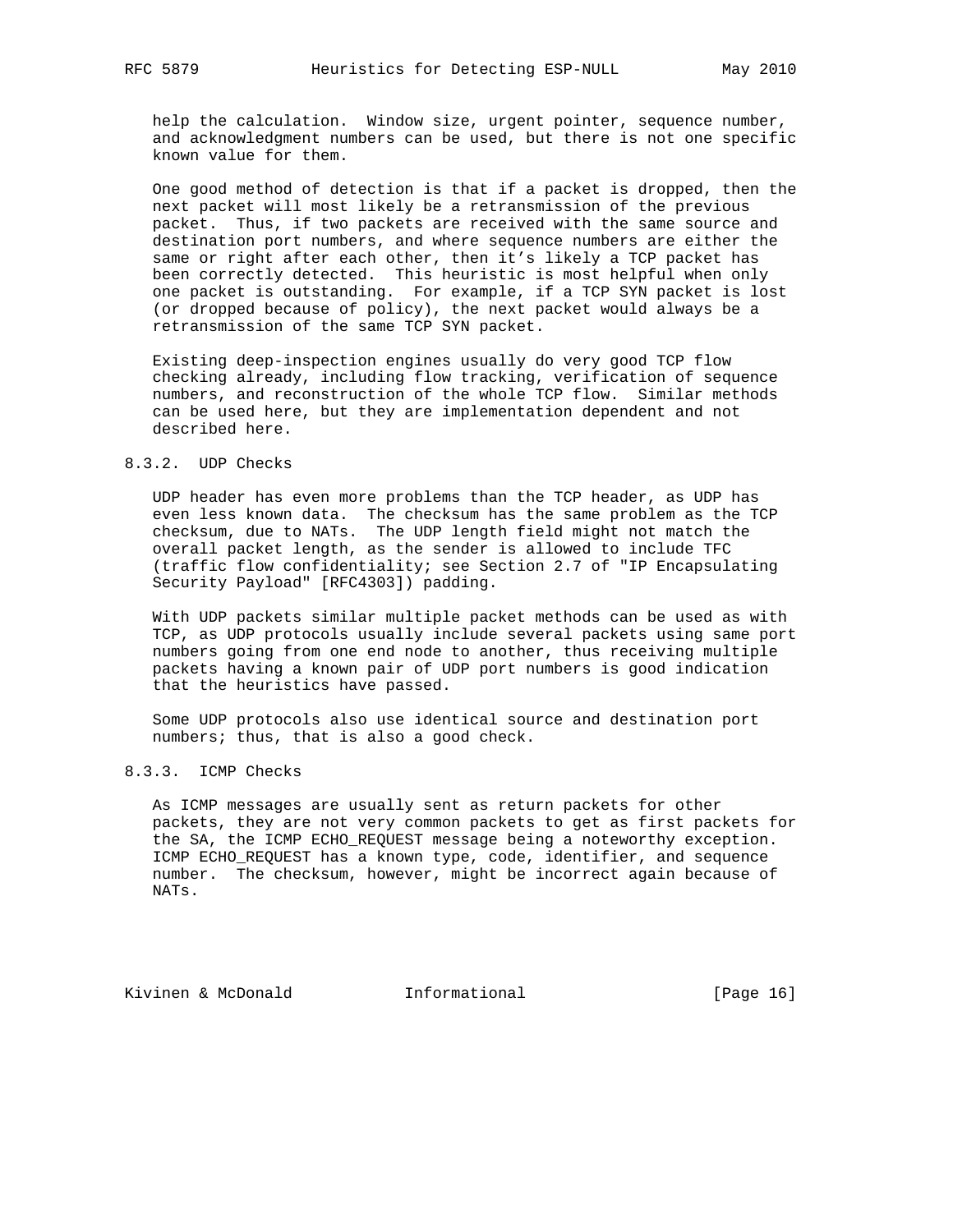help the calculation. Window size, urgent pointer, sequence number, and acknowledgment numbers can be used, but there is not one specific known value for them.

One good method of detection is that if a packet is dropped, then the next packet will most likely be a retransmission of the previous packet. Thus, if two packets are received with the same source and destination port numbers, and where sequence numbers are either the same or right after each other, then it's likely a TCP packet has been correctly detected. This heuristic is most helpful when only one packet is outstanding. For example, if a TCP SYN packet is lost (or dropped because of policy), the next packet would always be a retransmission of the same TCP SYN packet.

Existing deep-inspection engines usually do very good TCP flow checking already, including flow tracking, verification of sequence numbers, and reconstruction of the whole TCP flow. Similar methods can be used here, but they are implementation dependent and not described here.

#### 8.3.2. UDP Checks

UDP header has even more problems than the TCP header, as UDP has even less known data. The checksum has the same problem as the TCP checksum, due to NATs. The UDP length field might not match the overall packet length, as the sender is allowed to include TFC (traffic flow confidentiality; see Section 2.7 of "IP Encapsulating Security Payload" [RFC4303]) padding.

With UDP packets similar multiple packet methods can be used as with TCP, as UDP protocols usually include several packets using same port numbers going from one end node to another, thus receiving multiple packets having a known pair of UDP port numbers is good indication that the heuristics have passed.

Some UDP protocols also use identical source and destination port numbers; thus, that is also a good check.

#### 8.3.3. ICMP Checks

As ICMP messages are usually sent as return packets for other packets, they are not very common packets to get as first packets for the SA, the ICMP ECHO_REQUEST message being a noteworthy exception. ICMP ECHO_REQUEST has a known type, code, identifier, and sequence number. The checksum, however, might be incorrect again because of NATs.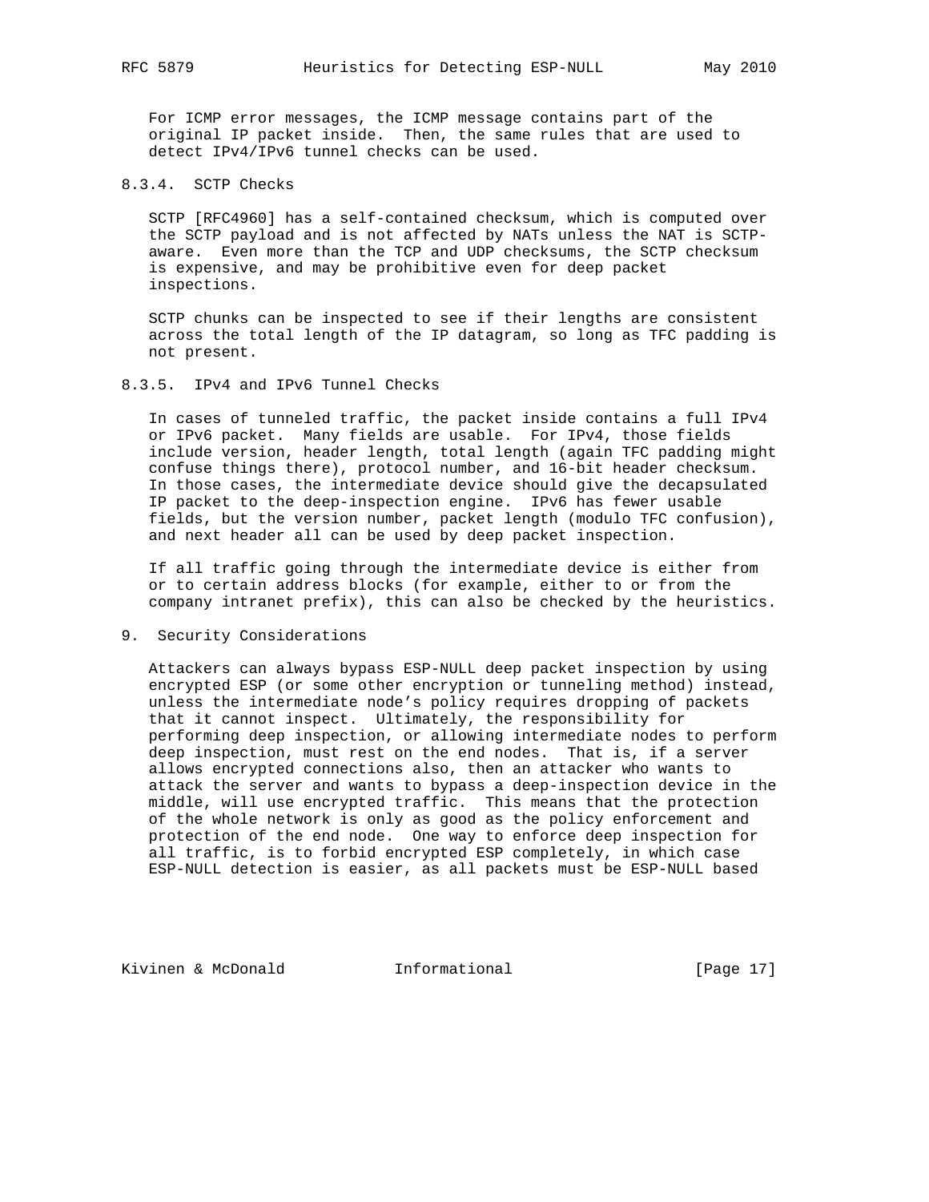For ICMP error messages, the ICMP message contains part of the original IP packet inside. Then, the same rules that are used to detect IPv4/IPv6 tunnel checks can be used.

### 8.3.4. SCTP Checks

SCTP [RFC4960] has a self-contained checksum, which is computed over the SCTP payload and is not affected by NATs unless the NAT is SCTP-aware. Even more than the TCP and UDP checksums, the SCTP checksum is expensive, and may be prohibitive even for deep packet inspections.

SCTP chunks can be inspected to see if their lengths are consistent across the total length of the IP datagram, so long as TFC padding is not present.

### 8.3.5. IPv4 and IPv6 Tunnel Checks

In cases of tunneled traffic, the packet inside contains a full IPv4 or IPv6 packet. Many fields are usable. For IPv4, those fields include version, header length, total length (again TFC padding might confuse things there), protocol number, and 16-bit header checksum. In those cases, the intermediate device should give the decapsulated IP packet to the deep-inspection engine. IPv6 has fewer usable fields, but the version number, packet length (modulo TFC confusion), and next header all can be used by deep packet inspection.

If all traffic going through the intermediate device is either from or to certain address blocks (for example, either to or from the company intranet prefix), this can also be checked by the heuristics.

## 9. Security Considerations

Attackers can always bypass ESP-NULL deep packet inspection by using encrypted ESP (or some other encryption or tunneling method) instead, unless the intermediate node's policy requires dropping of packets that it cannot inspect. Ultimately, the responsibility for performing deep inspection, or allowing intermediate nodes to perform deep inspection, must rest on the end nodes. That is, if a server allows encrypted connections also, then an attacker who wants to attack the server and wants to bypass a deep-inspection device in the middle, will use encrypted traffic. This means that the protection of the whole network is only as good as the policy enforcement and protection of the end node. One way to enforce deep inspection for all traffic, is to forbid encrypted ESP completely, in which case ESP-NULL detection is easier, as all packets must be ESP-NULL based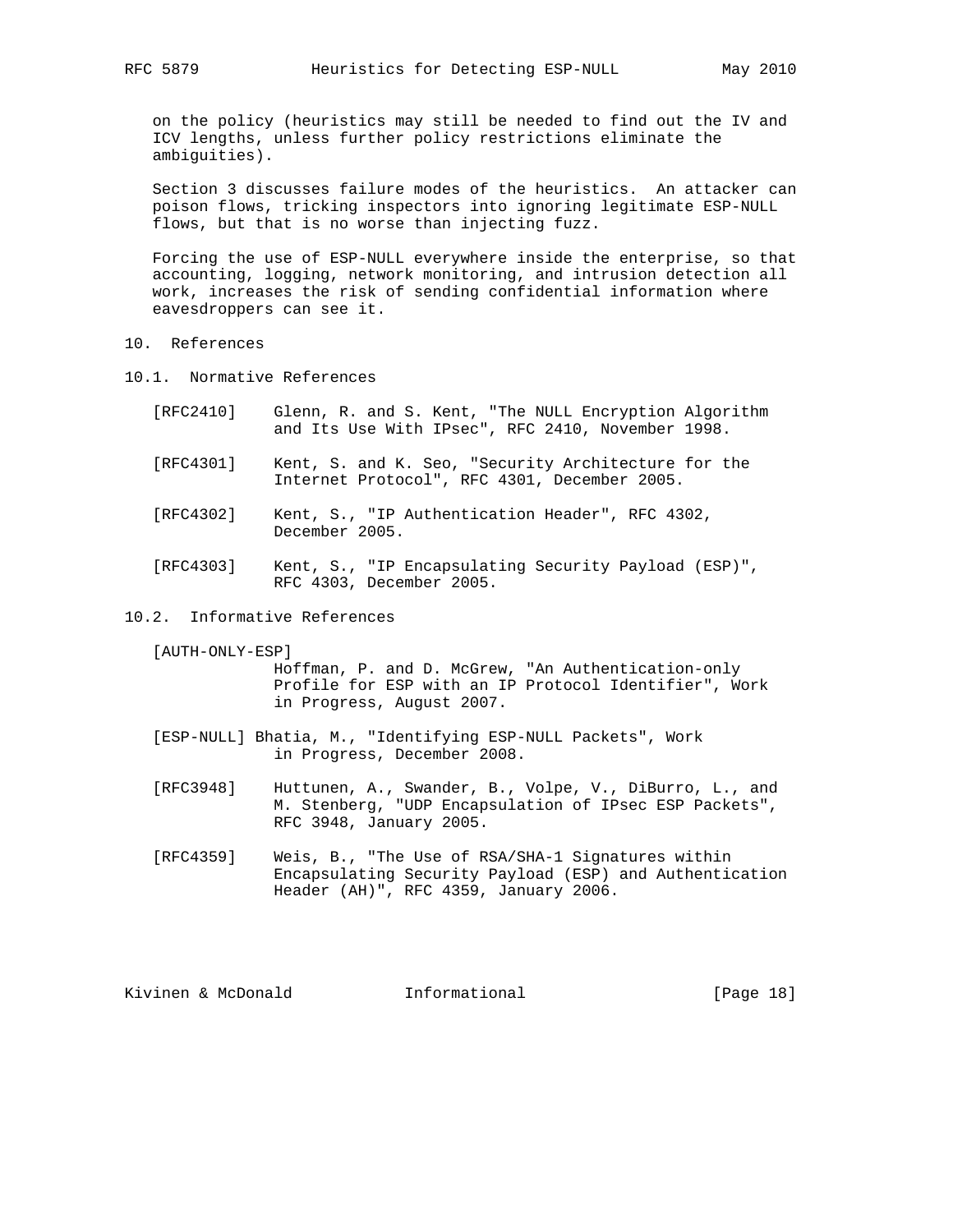on the policy (heuristics may still be needed to find out the IV and ICV lengths, unless further policy restrictions eliminate the ambiguities).

Section 3 discusses failure modes of the heuristics. An attacker can poison flows, tricking inspectors into ignoring legitimate ESP-NULL flows, but that is no worse than injecting fuzz.

Forcing the use of ESP-NULL everywhere inside the enterprise, so that accounting, logging, network monitoring, and intrusion detection all work, increases the risk of sending confidential information where eavesdroppers can see it.

# 10. References

## 10.1. Normative References

[RFC2410] Glenn, R. and S. Kent, "The NULL Encryption Algorithm and Its Use With IPsec", RFC 2410, November 1998.

[RFC4301] Kent, S. and K. Seo, "Security Architecture for the Internet Protocol", RFC 4301, December 2005.

[RFC4302] Kent, S., "IP Authentication Header", RFC 4302, December 2005.

[RFC4303] Kent, S., "IP Encapsulating Security Payload (ESP)", RFC 4303, December 2005.

## 10.2. Informative References

[AUTH-ONLY-ESP] Hoffman, P. and D. McGrew, "An Authentication-only Profile for ESP with an IP Protocol Identifier", Work in Progress, August 2007.

[ESP-NULL] Bhatia, M., "Identifying ESP-NULL Packets", Work in Progress, December 2008.

[RFC3948] Huttunen, A., Swander, B., Volpe, V., DiBurro, L., and M. Stenberg, "UDP Encapsulation of IPsec ESP Packets", RFC 3948, January 2005.

[RFC4359] Weis, B., "The Use of RSA/SHA-1 Signatures within Encapsulating Security Payload (ESP) and Authentication Header (AH)", RFC 4359, January 2006.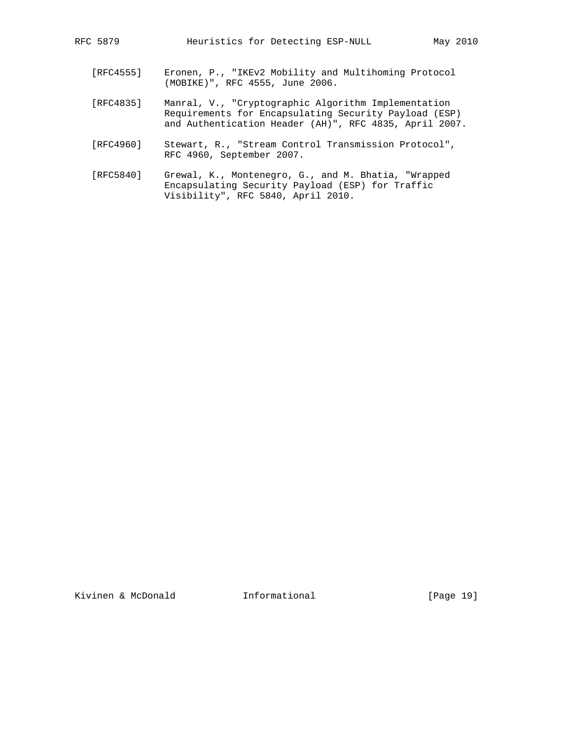[RFC4555] Eronen, P., "IKEv2 Mobility and Multihoming Protocol (MOBIKE)", RFC 4555, June 2006.

[RFC4835] Manral, V., "Cryptographic Algorithm Implementation Requirements for Encapsulating Security Payload (ESP) and Authentication Header (AH)", RFC 4835, April 2007.

[RFC4960] Stewart, R., "Stream Control Transmission Protocol", RFC 4960, September 2007.

[RFC5840] Grewal, K., Montenegro, G., and M. Bhatia, "Wrapped Encapsulating Security Payload (ESP) for Traffic Visibility", RFC 5840, April 2010.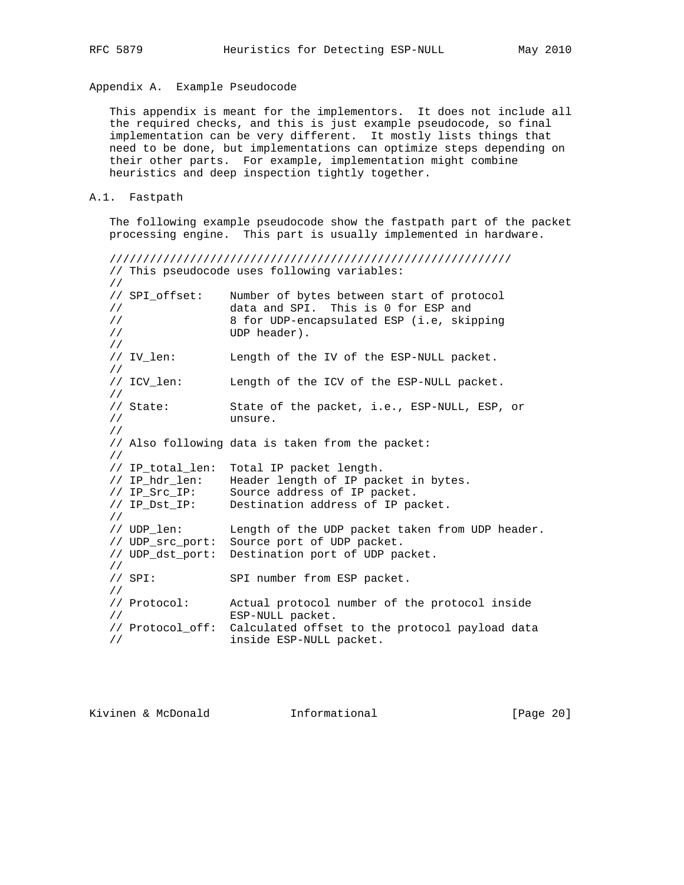# Appendix A. Example Pseudocode

This appendix is meant for the implementors. It does not include all the required checks, and this is just example pseudocode, so final implementation can be very different. It mostly lists things that need to be done, but implementations can optimize steps depending on their other parts. For example, implementation might combine heuristics and deep inspection tightly together.

## A.1. Fastpath

The following example pseudocode show the fastpath part of the packet processing engine. This part is usually implemented in hardware.

```
////////////////////////////////////////////////////////////
// This pseudocode uses following variables:
//
// SPI_offset:    Number of bytes between start of protocol
//                data and SPI.  This is 0 for ESP and
//                8 for UDP-encapsulated ESP (i.e, skipping
//                UDP header).
//
// IV_len:        Length of the IV of the ESP-NULL packet.
//
// ICV_len:       Length of the ICV of the ESP-NULL packet.
//
// State:         State of the packet, i.e., ESP-NULL, ESP, or
//                unsure.
//
// Also following data is taken from the packet:
//
// IP_total_len:  Total IP packet length.
// IP_hdr_len:    Header length of IP packet in bytes.
// IP_Src_IP:     Source address of IP packet.
// IP_Dst_IP:     Destination address of IP packet.
//
// UDP_len:       Length of the UDP packet taken from UDP header.
// UDP_src_port:  Source port of UDP packet.
// UDP_dst_port:  Destination port of UDP packet.
//
// SPI:           SPI number from ESP packet.
//
// Protocol:      Actual protocol number of the protocol inside
//                ESP-NULL packet.
// Protocol_off:  Calculated offset to the protocol payload data
//                inside ESP-NULL packet.
```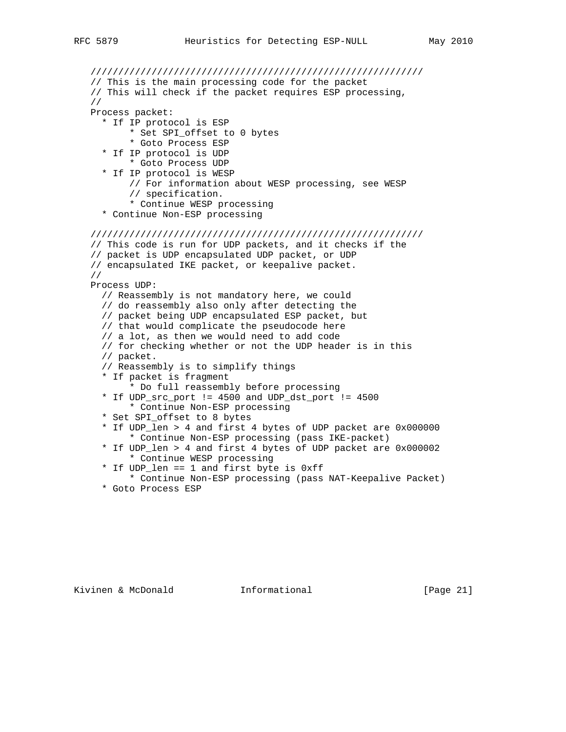```
////////////////////////////////////////////////////////////
// This is the main processing code for the packet
// This will check if the packet requires ESP processing,
//
Process packet:
  * If IP protocol is ESP
       * Set SPI_offset to 0 bytes
       * Goto Process ESP
  * If IP protocol is UDP
       * Goto Process UDP
  * If IP protocol is WESP
       // For information about WESP processing, see WESP
       // specification.
       * Continue WESP processing
  * Continue Non-ESP processing

////////////////////////////////////////////////////////////
// This code is run for UDP packets, and it checks if the
// packet is UDP encapsulated UDP packet, or UDP
// encapsulated IKE packet, or keepalive packet.
//
Process UDP:
  // Reassembly is not mandatory here, we could
  // do reassembly also only after detecting the
  // packet being UDP encapsulated ESP packet, but
  // that would complicate the pseudocode here
  // a lot, as then we would need to add code
  // for checking whether or not the UDP header is in this
  // packet.
  // Reassembly is to simplify things
  * If packet is fragment
       * Do full reassembly before processing
  * If UDP_src_port != 4500 and UDP_dst_port != 4500
       * Continue Non-ESP processing
  * Set SPI_offset to 8 bytes
  * If UDP_len > 4 and first 4 bytes of UDP packet are 0x000000
       * Continue Non-ESP processing (pass IKE-packet)
  * If UDP_len > 4 and first 4 bytes of UDP packet are 0x000002
       * Continue WESP processing
  * If UDP_len == 1 and first byte is 0xff
       * Continue Non-ESP processing (pass NAT-Keepalive Packet)
  * Goto Process ESP
```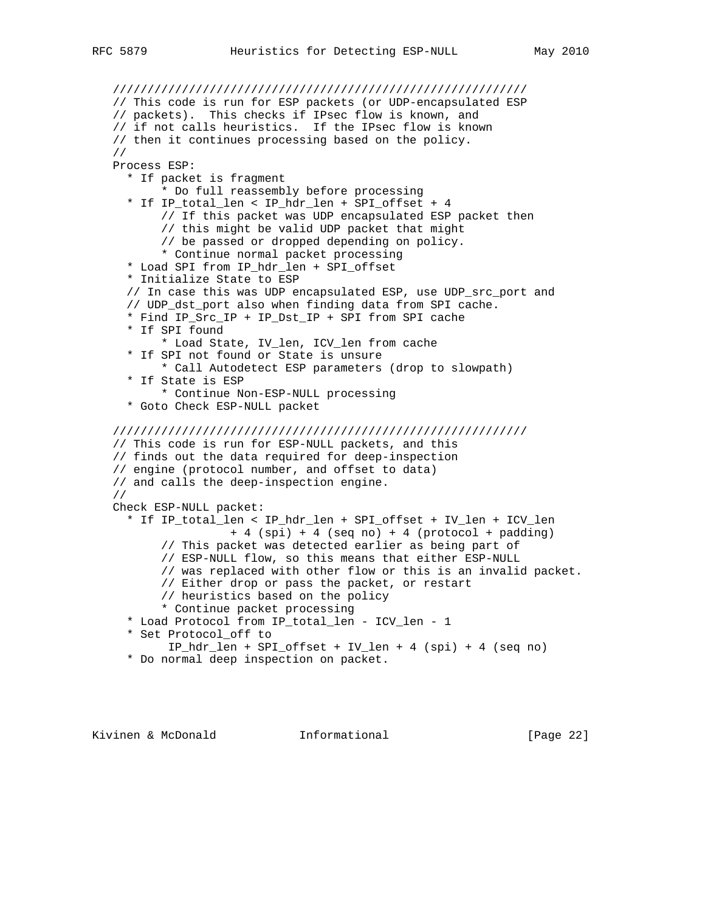```
   /////////////////////////////////////////////////////////////
   // This code is run for ESP packets (or UDP-encapsulated ESP
   // packets).  This checks if IPsec flow is known, and
   // if not calls heuristics.  If the IPsec flow is known
   // then it continues processing based on the policy.
   //
   Process ESP:
     * If packet is fragment
          * Do full reassembly before processing
     * If IP_total_len < IP_hdr_len + SPI_offset + 4
          // If this packet was UDP encapsulated ESP packet then
          // this might be valid UDP packet that might
          // be passed or dropped depending on policy.
          * Continue normal packet processing
     * Load SPI from IP_hdr_len + SPI_offset
     * Initialize State to ESP
     // In case this was UDP encapsulated ESP, use UDP_src_port and
     // UDP_dst_port also when finding data from SPI cache.
     * Find IP_Src_IP + IP_Dst_IP + SPI from SPI cache
     * If SPI found
          * Load State, IV_len, ICV_len from cache
     * If SPI not found or State is unsure
          * Call Autodetect ESP parameters (drop to slowpath)
     * If State is ESP
          * Continue Non-ESP-NULL processing
     * Goto Check ESP-NULL packet

   /////////////////////////////////////////////////////////////
   // This code is run for ESP-NULL packets, and this
   // finds out the data required for deep-inspection
   // engine (protocol number, and offset to data)
   // and calls the deep-inspection engine.
   //
   Check ESP-NULL packet:
     * If IP_total_len < IP_hdr_len + SPI_offset + IV_len + ICV_len
                  + 4 (spi) + 4 (seq no) + 4 (protocol + padding)
          // This packet was detected earlier as being part of
          // ESP-NULL flow, so this means that either ESP-NULL
          // was replaced with other flow or this is an invalid packet.
          // Either drop or pass the packet, or restart
          // heuristics based on the policy
          * Continue packet processing
     * Load Protocol from IP_total_len - ICV_len - 1
     * Set Protocol_off to
           IP_hdr_len + SPI_offset + IV_len + 4 (spi) + 4 (seq no)
     * Do normal deep inspection on packet.
```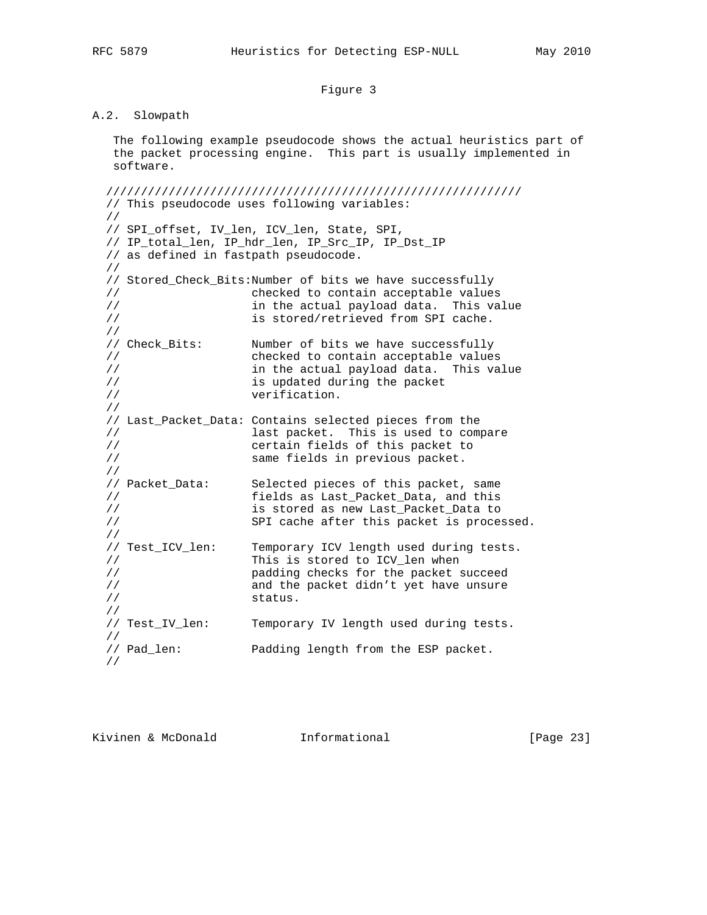Figure 3

## A.2. Slowpath

The following example pseudocode shows the actual heuristics part of the packet processing engine. This part is usually implemented in software.

```
////////////////////////////////////////////////////////////
// This pseudocode uses following variables:
//
// SPI_offset, IV_len, ICV_len, State, SPI,
// IP_total_len, IP_hdr_len, IP_Src_IP, IP_Dst_IP
// as defined in fastpath pseudocode.
//
// Stored_Check_Bits:Number of bits we have successfully
//                   checked to contain acceptable values
//                   in the actual payload data.  This value
//                   is stored/retrieved from SPI cache.
//
// Check_Bits:       Number of bits we have successfully
//                   checked to contain acceptable values
//                   in the actual payload data.  This value
//                   is updated during the packet
//                   verification.
//
// Last_Packet_Data: Contains selected pieces from the
//                   last packet.  This is used to compare
//                   certain fields of this packet to
//                   same fields in previous packet.
//
// Packet_Data:      Selected pieces of this packet, same
//                   fields as Last_Packet_Data, and this
//                   is stored as new Last_Packet_Data to
//                   SPI cache after this packet is processed.
//
// Test_ICV_len:     Temporary ICV length used during tests.
//                   This is stored to ICV_len when
//                   padding checks for the packet succeed
//                   and the packet didn't yet have unsure
//                   status.
//
// Test_IV_len:      Temporary IV length used during tests.
//
// Pad_len:          Padding length from the ESP packet.
//
```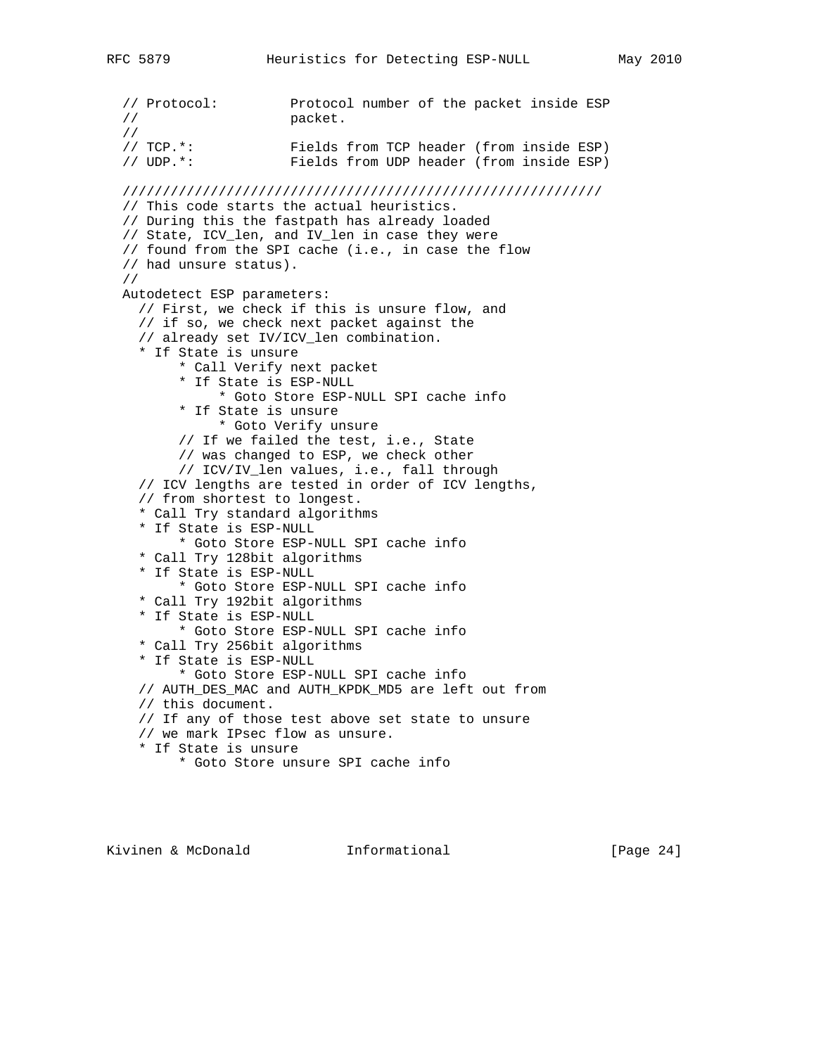```
   // Protocol:         Protocol number of the packet inside ESP
   //                   packet.
   //
   // TCP.*:            Fields from TCP header (from inside ESP)
   // UDP.*:            Fields from UDP header (from inside ESP)

   ///////////////////////////////////////////////////////////
   // This code starts the actual heuristics.
   // During this the fastpath has already loaded
   // State, ICV_len, and IV_len in case they were
   // found from the SPI cache (i.e., in case the flow
   // had unsure status).
   //
   Autodetect ESP parameters:
     // First, we check if this is unsure flow, and
     // if so, we check next packet against the
     // already set IV/ICV_len combination.
     * If State is unsure
          * Call Verify next packet
          * If State is ESP-NULL
               * Goto Store ESP-NULL SPI cache info
          * If State is unsure
               * Goto Verify unsure
          // If we failed the test, i.e., State
          // was changed to ESP, we check other
          // ICV/IV_len values, i.e., fall through
     // ICV lengths are tested in order of ICV lengths,
     // from shortest to longest.
     * Call Try standard algorithms
     * If State is ESP-NULL
          * Goto Store ESP-NULL SPI cache info
     * Call Try 128bit algorithms
     * If State is ESP-NULL
          * Goto Store ESP-NULL SPI cache info
     * Call Try 192bit algorithms
     * If State is ESP-NULL
          * Goto Store ESP-NULL SPI cache info
     * Call Try 256bit algorithms
     * If State is ESP-NULL
          * Goto Store ESP-NULL SPI cache info
     // AUTH_DES_MAC and AUTH_KPDK_MD5 are left out from
     // this document.
     // If any of those test above set state to unsure
     // we mark IPsec flow as unsure.
     * If State is unsure
          * Goto Store unsure SPI cache info
```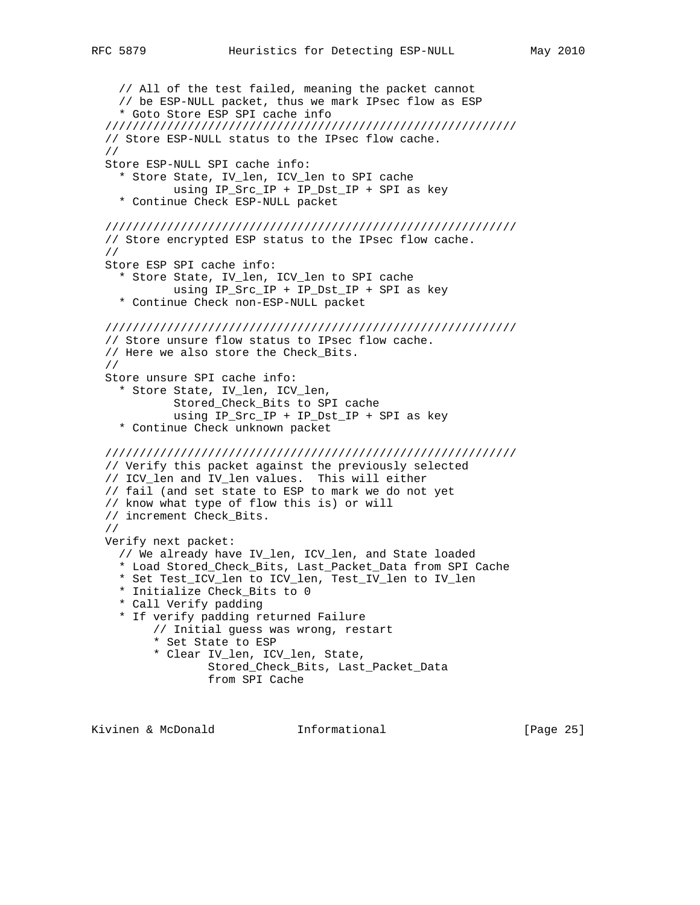```
    // All of the test failed, meaning the packet cannot
    // be ESP-NULL packet, thus we mark IPsec flow as ESP
    * Goto Store ESP SPI cache info
  ////////////////////////////////////////////////////////////
  // Store ESP-NULL status to the IPsec flow cache.
  //
  Store ESP-NULL SPI cache info:
    * Store State, IV_len, ICV_len to SPI cache
            using IP_Src_IP + IP_Dst_IP + SPI as key
    * Continue Check ESP-NULL packet

  ////////////////////////////////////////////////////////////
  // Store encrypted ESP status to the IPsec flow cache.
  //
  Store ESP SPI cache info:
    * Store State, IV_len, ICV_len to SPI cache
            using IP_Src_IP + IP_Dst_IP + SPI as key
    * Continue Check non-ESP-NULL packet

  ////////////////////////////////////////////////////////////
  // Store unsure flow status to IPsec flow cache.
  // Here we also store the Check_Bits.
  //
  Store unsure SPI cache info:
    * Store State, IV_len, ICV_len,
            Stored_Check_Bits to SPI cache
            using IP_Src_IP + IP_Dst_IP + SPI as key
    * Continue Check unknown packet

  ////////////////////////////////////////////////////////////
  // Verify this packet against the previously selected
  // ICV_len and IV_len values.  This will either
  // fail (and set state to ESP to mark we do not yet
  // know what type of flow this is) or will
  // increment Check_Bits.
  //
  Verify next packet:
    // We already have IV_len, ICV_len, and State loaded
    * Load Stored_Check_Bits, Last_Packet_Data from SPI Cache
    * Set Test_ICV_len to ICV_len, Test_IV_len to IV_len
    * Initialize Check_Bits to 0
    * Call Verify padding
    * If verify padding returned Failure
         // Initial guess was wrong, restart
         * Set State to ESP
         * Clear IV_len, ICV_len, State,
                Stored_Check_Bits, Last_Packet_Data
                from SPI Cache
```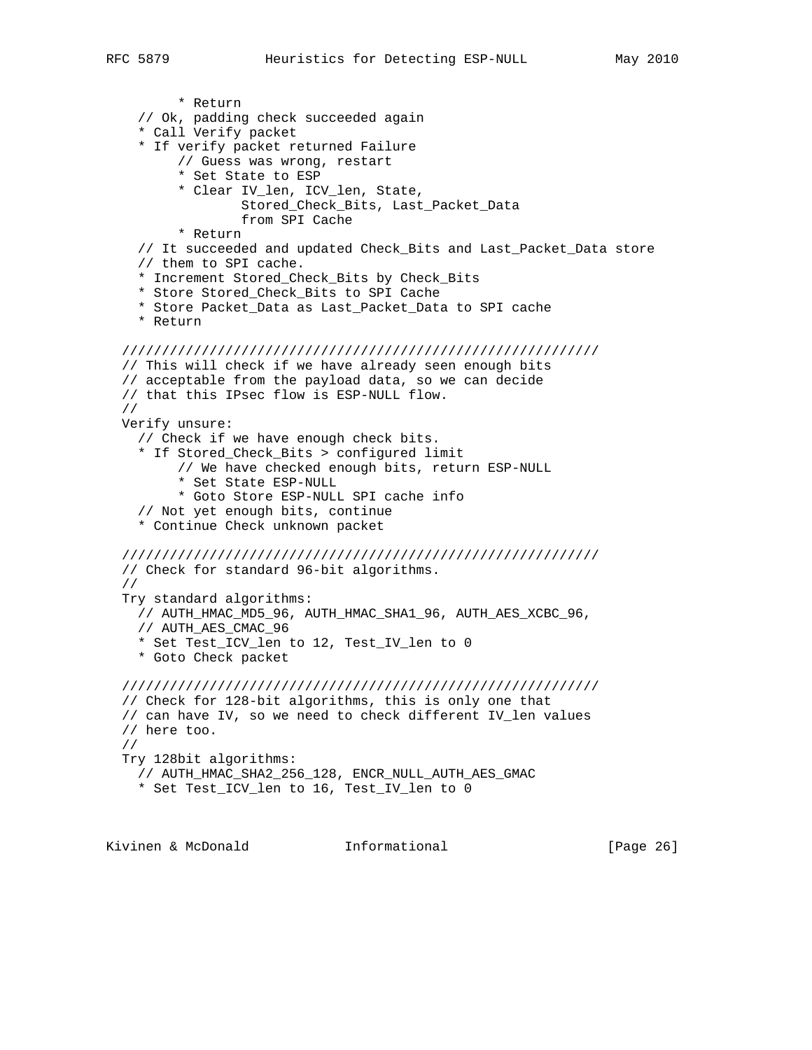```
         * Return
    // Ok, padding check succeeded again
    * Call Verify packet
    * If verify packet returned Failure
         // Guess was wrong, restart
         * Set State to ESP
         * Clear IV_len, ICV_len, State,
                 Stored_Check_Bits, Last_Packet_Data
                 from SPI Cache
         * Return
    // It succeeded and updated Check_Bits and Last_Packet_Data store
    // them to SPI cache.
    * Increment Stored_Check_Bits by Check_Bits
    * Store Stored_Check_Bits to SPI Cache
    * Store Packet_Data as Last_Packet_Data to SPI cache
    * Return

  ////////////////////////////////////////////////////////////
  // This will check if we have already seen enough bits
  // acceptable from the payload data, so we can decide
  // that this IPsec flow is ESP-NULL flow.
  //
  Verify unsure:
    // Check if we have enough check bits.
    * If Stored_Check_Bits > configured limit
         // We have checked enough bits, return ESP-NULL
         * Set State ESP-NULL
         * Goto Store ESP-NULL SPI cache info
    // Not yet enough bits, continue
    * Continue Check unknown packet

  ////////////////////////////////////////////////////////////
  // Check for standard 96-bit algorithms.
  //
  Try standard algorithms:
    // AUTH_HMAC_MD5_96, AUTH_HMAC_SHA1_96, AUTH_AES_XCBC_96,
    // AUTH_AES_CMAC_96
    * Set Test_ICV_len to 12, Test_IV_len to 0
    * Goto Check packet

  ////////////////////////////////////////////////////////////
  // Check for 128-bit algorithms, this is only one that
  // can have IV, so we need to check different IV_len values
  // here too.
  //
  Try 128bit algorithms:
    // AUTH_HMAC_SHA2_256_128, ENCR_NULL_AUTH_AES_GMAC
    * Set Test_ICV_len to 16, Test_IV_len to 0
```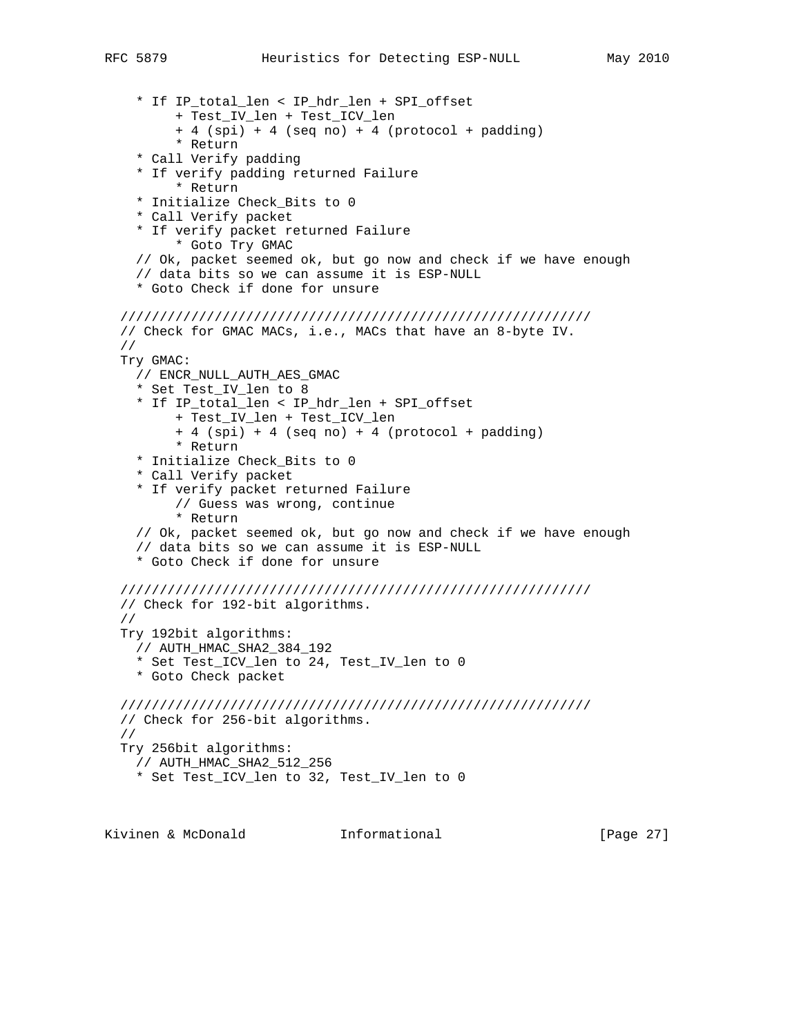```
    * If IP_total_len < IP_hdr_len + SPI_offset
         + Test_IV_len + Test_ICV_len
         + 4 (spi) + 4 (seq no) + 4 (protocol + padding)
         * Return
    * Call Verify padding
    * If verify padding returned Failure
         * Return
    * Initialize Check_Bits to 0
    * Call Verify packet
    * If verify packet returned Failure
         * Goto Try GMAC
    // Ok, packet seemed ok, but go now and check if we have enough
    // data bits so we can assume it is ESP-NULL
    * Goto Check if done for unsure

  ////////////////////////////////////////////////////////////
  // Check for GMAC MACs, i.e., MACs that have an 8-byte IV.
  //
  Try GMAC:
    // ENCR_NULL_AUTH_AES_GMAC
    * Set Test_IV_len to 8
    * If IP_total_len < IP_hdr_len + SPI_offset
         + Test_IV_len + Test_ICV_len
         + 4 (spi) + 4 (seq no) + 4 (protocol + padding)
         * Return
    * Initialize Check_Bits to 0
    * Call Verify packet
    * If verify packet returned Failure
         // Guess was wrong, continue
         * Return
    // Ok, packet seemed ok, but go now and check if we have enough
    // data bits so we can assume it is ESP-NULL
    * Goto Check if done for unsure

  ////////////////////////////////////////////////////////////
  // Check for 192-bit algorithms.
  //
  Try 192bit algorithms:
    // AUTH_HMAC_SHA2_384_192
    * Set Test_ICV_len to 24, Test_IV_len to 0
    * Goto Check packet

  ////////////////////////////////////////////////////////////
  // Check for 256-bit algorithms.
  //
  Try 256bit algorithms:
    // AUTH_HMAC_SHA2_512_256
    * Set Test_ICV_len to 32, Test_IV_len to 0
```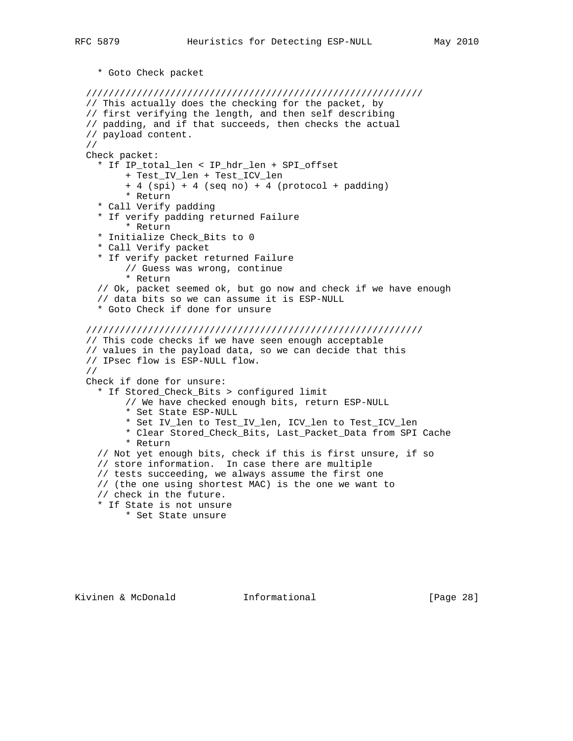```
  * Goto Check packet

///////////////////////////////////////////////////////////
// This actually does the checking for the packet, by
// first verifying the length, and then self describing
// padding, and if that succeeds, then checks the actual
// payload content.
//
Check packet:
  * If IP_total_len < IP_hdr_len + SPI_offset
       + Test_IV_len + Test_ICV_len
       + 4 (spi) + 4 (seq no) + 4 (protocol + padding)
       * Return
  * Call Verify padding
  * If verify padding returned Failure
       * Return
  * Initialize Check_Bits to 0
  * Call Verify packet
  * If verify packet returned Failure
       // Guess was wrong, continue
       * Return
  // Ok, packet seemed ok, but go now and check if we have enough
  // data bits so we can assume it is ESP-NULL
  * Goto Check if done for unsure

///////////////////////////////////////////////////////////
// This code checks if we have seen enough acceptable
// values in the payload data, so we can decide that this
// IPsec flow is ESP-NULL flow.
//
Check if done for unsure:
  * If Stored_Check_Bits > configured limit
       // We have checked enough bits, return ESP-NULL
       * Set State ESP-NULL
       * Set IV_len to Test_IV_len, ICV_len to Test_ICV_len
       * Clear Stored_Check_Bits, Last_Packet_Data from SPI Cache
       * Return
  // Not yet enough bits, check if this is first unsure, if so
  // store information.  In case there are multiple
  // tests succeeding, we always assume the first one
  // (the one using shortest MAC) is the one we want to
  // check in the future.
  * If State is not unsure
       * Set State unsure
```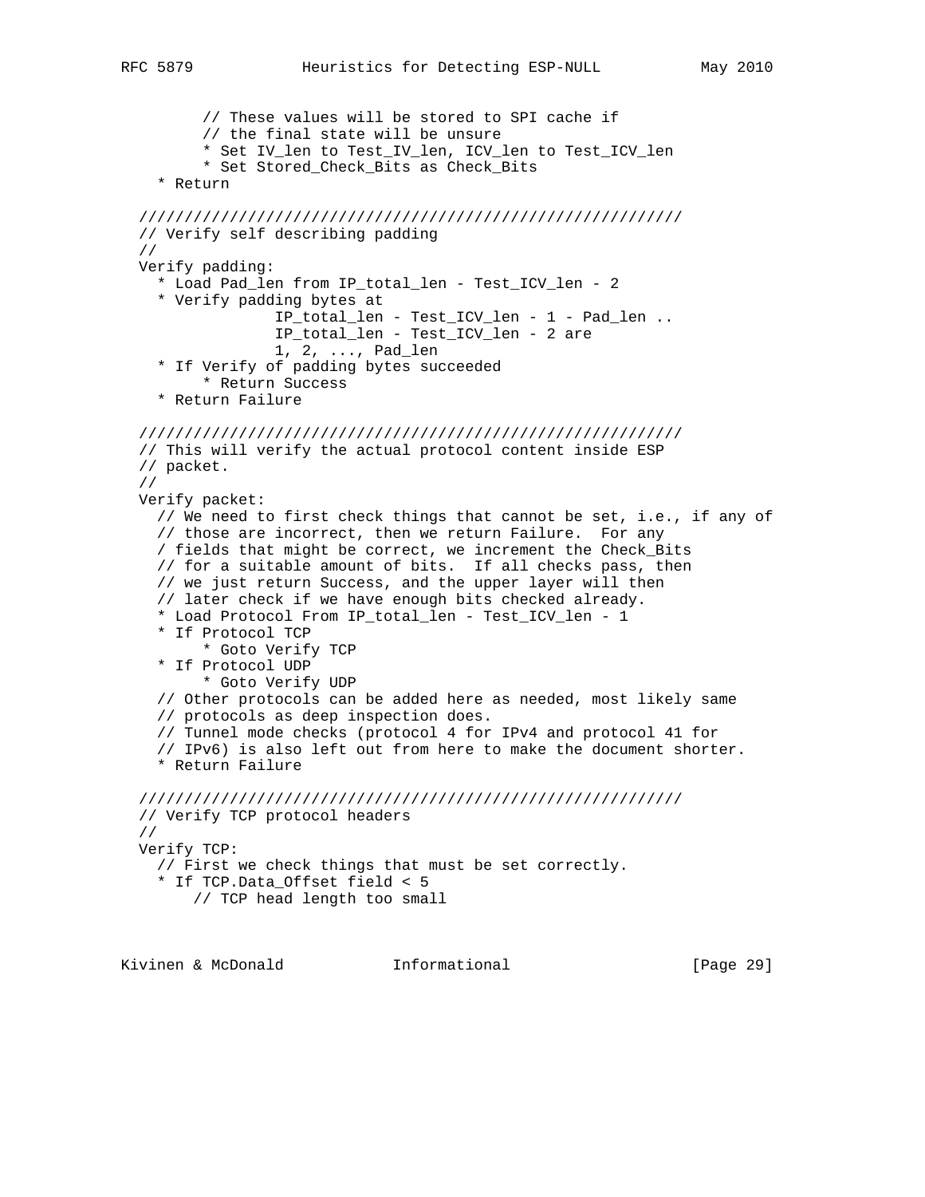```
        // These values will be stored to SPI cache if
        // the final state will be unsure
        * Set IV_len to Test_IV_len, ICV_len to Test_ICV_len
        * Set Stored_Check_Bits as Check_Bits
   * Return

 ////////////////////////////////////////////////////////////
 // Verify self describing padding
 //
 Verify padding:
   * Load Pad_len from IP_total_len - Test_ICV_len - 2
   * Verify padding bytes at
               IP_total_len - Test_ICV_len - 1 - Pad_len ..
               IP_total_len - Test_ICV_len - 2 are
               1, 2, ..., Pad_len
   * If Verify of padding bytes succeeded
        * Return Success
   * Return Failure

 ////////////////////////////////////////////////////////////
 // This will verify the actual protocol content inside ESP
 // packet.
 //
 Verify packet:
   // We need to first check things that cannot be set, i.e., if any of
   // those are incorrect, then we return Failure.  For any
   / fields that might be correct, we increment the Check_Bits
   // for a suitable amount of bits.  If all checks pass, then
   // we just return Success, and the upper layer will then
   // later check if we have enough bits checked already.
   * Load Protocol From IP_total_len - Test_ICV_len - 1
   * If Protocol TCP
        * Goto Verify TCP
   * If Protocol UDP
        * Goto Verify UDP
   // Other protocols can be added here as needed, most likely same
   // protocols as deep inspection does.
   // Tunnel mode checks (protocol 4 for IPv4 and protocol 41 for
   // IPv6) is also left out from here to make the document shorter.
   * Return Failure

 ////////////////////////////////////////////////////////////
 // Verify TCP protocol headers
 //
 Verify TCP:
   // First we check things that must be set correctly.
   * If TCP.Data_Offset field < 5
       // TCP head length too small
```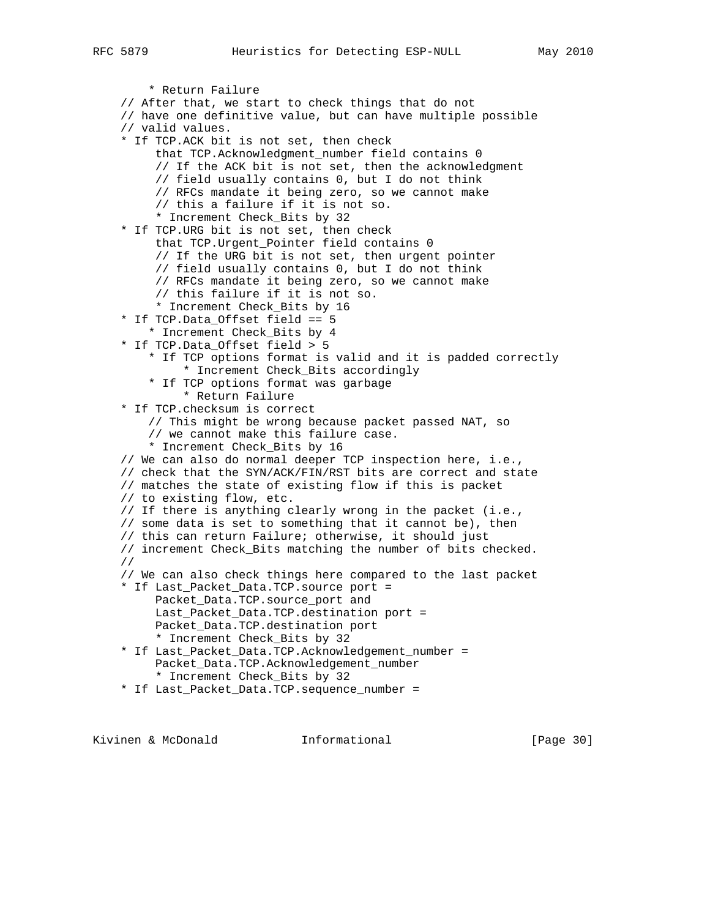```
        * Return Failure
    // After that, we start to check things that do not
    // have one definitive value, but can have multiple possible
    // valid values.
    * If TCP.ACK bit is not set, then check
         that TCP.Acknowledgment_number field contains 0
         // If the ACK bit is not set, then the acknowledgment
         // field usually contains 0, but I do not think
         // RFCs mandate it being zero, so we cannot make
         // this a failure if it is not so.
         * Increment Check_Bits by 32
    * If TCP.URG bit is not set, then check
         that TCP.Urgent_Pointer field contains 0
         // If the URG bit is not set, then urgent pointer
         // field usually contains 0, but I do not think
         // RFCs mandate it being zero, so we cannot make
         // this failure if it is not so.
         * Increment Check_Bits by 16
    * If TCP.Data_Offset field == 5
        * Increment Check_Bits by 4
    * If TCP.Data_Offset field > 5
        * If TCP options format is valid and it is padded correctly
             * Increment Check_Bits accordingly
        * If TCP options format was garbage
             * Return Failure
    * If TCP.checksum is correct
        // This might be wrong because packet passed NAT, so
        // we cannot make this failure case.
        * Increment Check_Bits by 16
    // We can also do normal deeper TCP inspection here, i.e.,
    // check that the SYN/ACK/FIN/RST bits are correct and state
    // matches the state of existing flow if this is packet
    // to existing flow, etc.
    // If there is anything clearly wrong in the packet (i.e.,
    // some data is set to something that it cannot be), then
    // this can return Failure; otherwise, it should just
    // increment Check_Bits matching the number of bits checked.
    //
    // We can also check things here compared to the last packet
    * If Last_Packet_Data.TCP.source port =
         Packet_Data.TCP.source_port and
         Last_Packet_Data.TCP.destination port =
         Packet_Data.TCP.destination port
         * Increment Check_Bits by 32
    * If Last_Packet_Data.TCP.Acknowledgement_number =
         Packet_Data.TCP.Acknowledgement_number
         * Increment Check_Bits by 32
    * If Last_Packet_Data.TCP.sequence_number =
```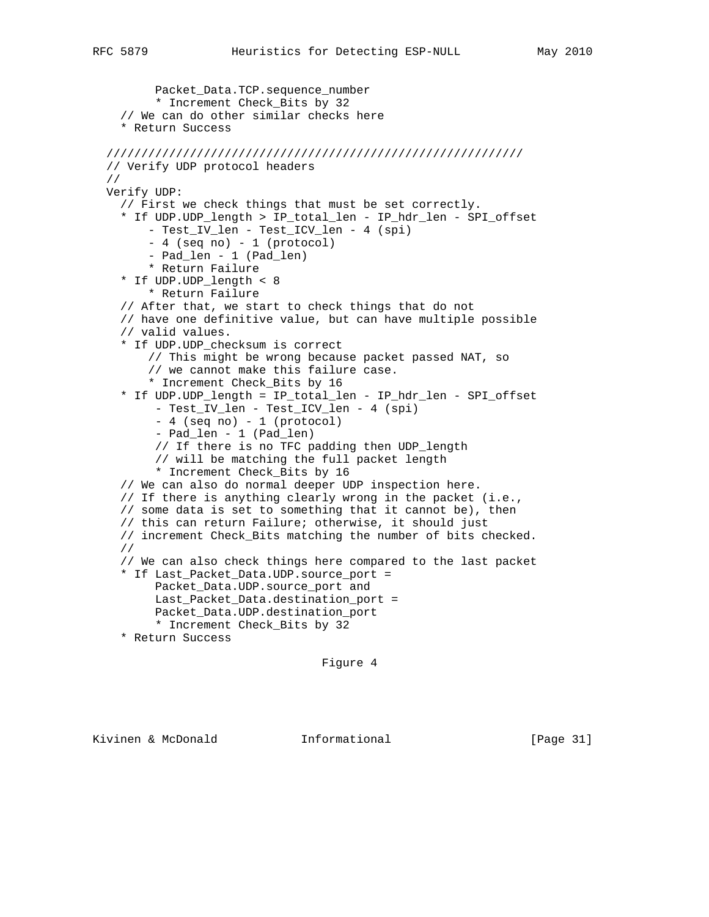```
         Packet_Data.TCP.sequence_number
         * Increment Check_Bits by 32
    // We can do other similar checks here
    * Return Success

  ///////////////////////////////////////////////////////////
  // Verify UDP protocol headers
  //
  Verify UDP:
    // First we check things that must be set correctly.
    * If UDP.UDP_length > IP_total_len - IP_hdr_len - SPI_offset
        - Test_IV_len - Test_ICV_len - 4 (spi)
        - 4 (seq no) - 1 (protocol)
        - Pad_len - 1 (Pad_len)
        * Return Failure
    * If UDP.UDP_length < 8
        * Return Failure
    // After that, we start to check things that do not
    // have one definitive value, but can have multiple possible
    // valid values.
    * If UDP.UDP_checksum is correct
        // This might be wrong because packet passed NAT, so
        // we cannot make this failure case.
        * Increment Check_Bits by 16
    * If UDP.UDP_length = IP_total_len - IP_hdr_len - SPI_offset
         - Test_IV_len - Test_ICV_len - 4 (spi)
         - 4 (seq no) - 1 (protocol)
         - Pad_len - 1 (Pad_len)
         // If there is no TFC padding then UDP_length
         // will be matching the full packet length
         * Increment Check_Bits by 16
    // We can also do normal deeper UDP inspection here.
    // If there is anything clearly wrong in the packet (i.e.,
    // some data is set to something that it cannot be), then
    // this can return Failure; otherwise, it should just
    // increment Check_Bits matching the number of bits checked.
    //
    // We can also check things here compared to the last packet
    * If Last_Packet_Data.UDP.source_port =
         Packet_Data.UDP.source_port and
         Last_Packet_Data.destination_port =
         Packet_Data.UDP.destination_port
         * Increment Check_Bits by 32
    * Return Success
```

Figure 4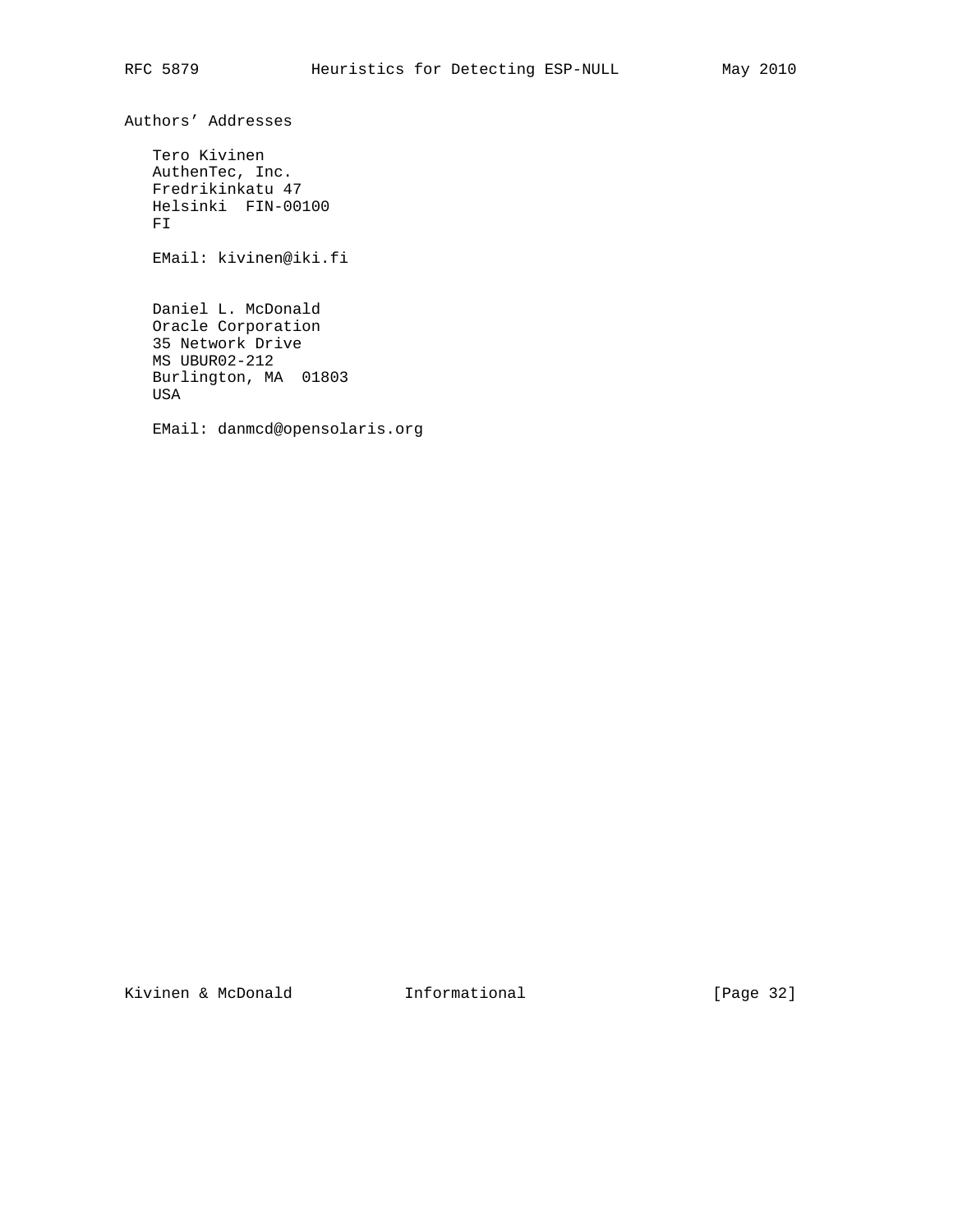## Authors' Addresses

Tero Kivinen
AuthenTec, Inc.
Fredrikinkatu 47
Helsinki  FIN-00100
FI

EMail: kivinen@iki.fi

Daniel L. McDonald
Oracle Corporation
35 Network Drive
MS UBUR02-212
Burlington, MA  01803
USA

EMail: danmcd@opensolaris.org